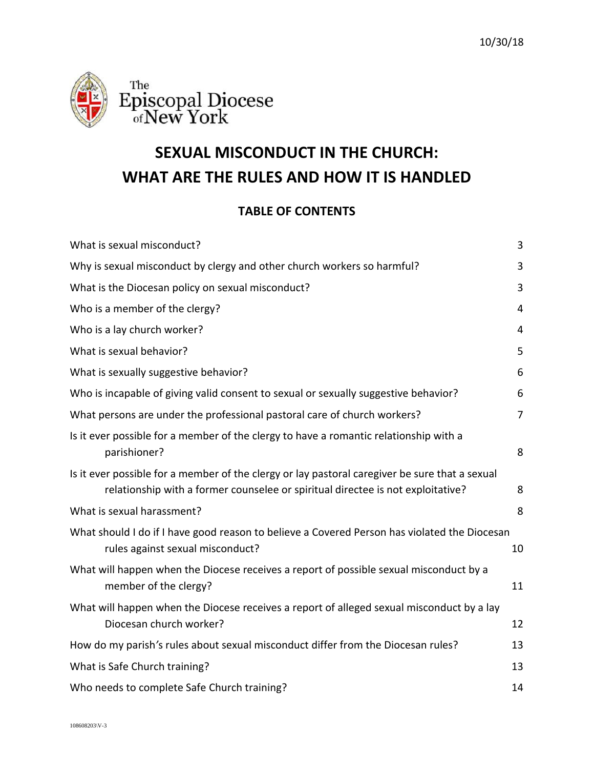10/30/18

The Episcopal Diocese of New York

# SEXUAL MISCONDUCT IN THE CHURCH: WHAT ARE THE RULES AND HOW IT IS HANDLED

## TABLE OF CONTENTS

| | |
|---|---|
| What is sexual misconduct? | 3 |
| Why is sexual misconduct by clergy and other church workers so harmful? | 3 |
| What is the Diocesan policy on sexual misconduct? | 3 |
| Who is a member of the clergy? | 4 |
| Who is a lay church worker? | 4 |
| What is sexual behavior? | 5 |
| What is sexually suggestive behavior? | 6 |
| Who is incapable of giving valid consent to sexual or sexually suggestive behavior? | 6 |
| What persons are under the professional pastoral care of church workers? | 7 |
| Is it ever possible for a member of the clergy to have a romantic relationship with a parishioner? | 8 |
| Is it ever possible for a member of the clergy or lay pastoral caregiver be sure that a sexual relationship with a former counselee or spiritual directee is not exploitative? | 8 |
| What is sexual harassment? | 8 |
| What should I do if I have good reason to believe a Covered Person has violated the Diocesan rules against sexual misconduct? | 10 |
| What will happen when the Diocese receives a report of possible sexual misconduct by a member of the clergy? | 11 |
| What will happen when the Diocese receives a report of alleged sexual misconduct by a lay Diocesan church worker? | 12 |
| How do my parish's rules about sexual misconduct differ from the Diocesan rules? | 13 |
| What is Safe Church training? | 13 |
| Who needs to complete Safe Church training? | 14 |

108608203\V-3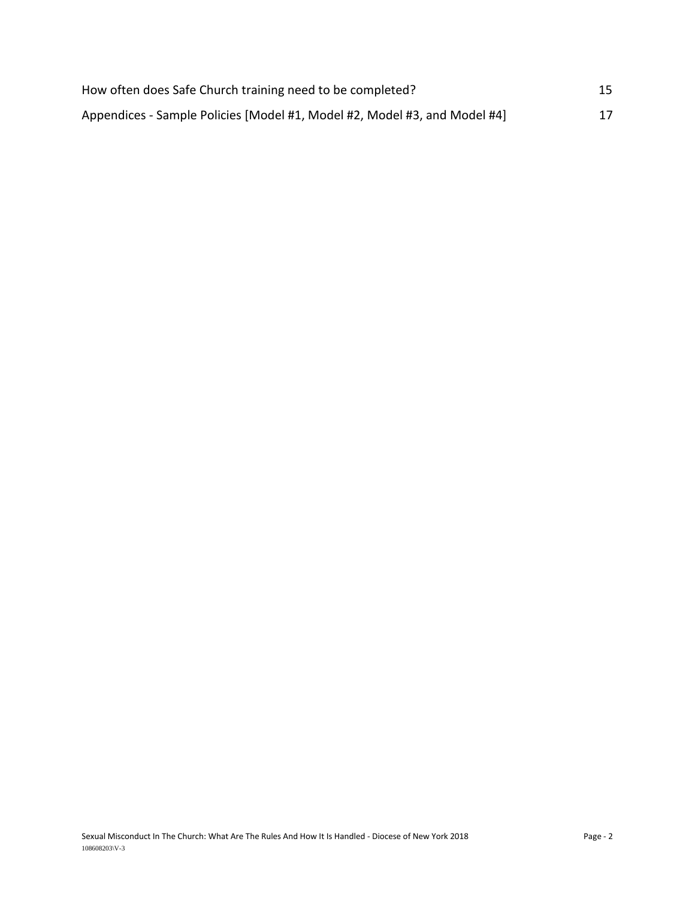| | |
|---|---|
| How often does Safe Church training need to be completed? | 15 |
| Appendices - Sample Policies [Model #1, Model #2, Model #3, and Model #4] | 17 |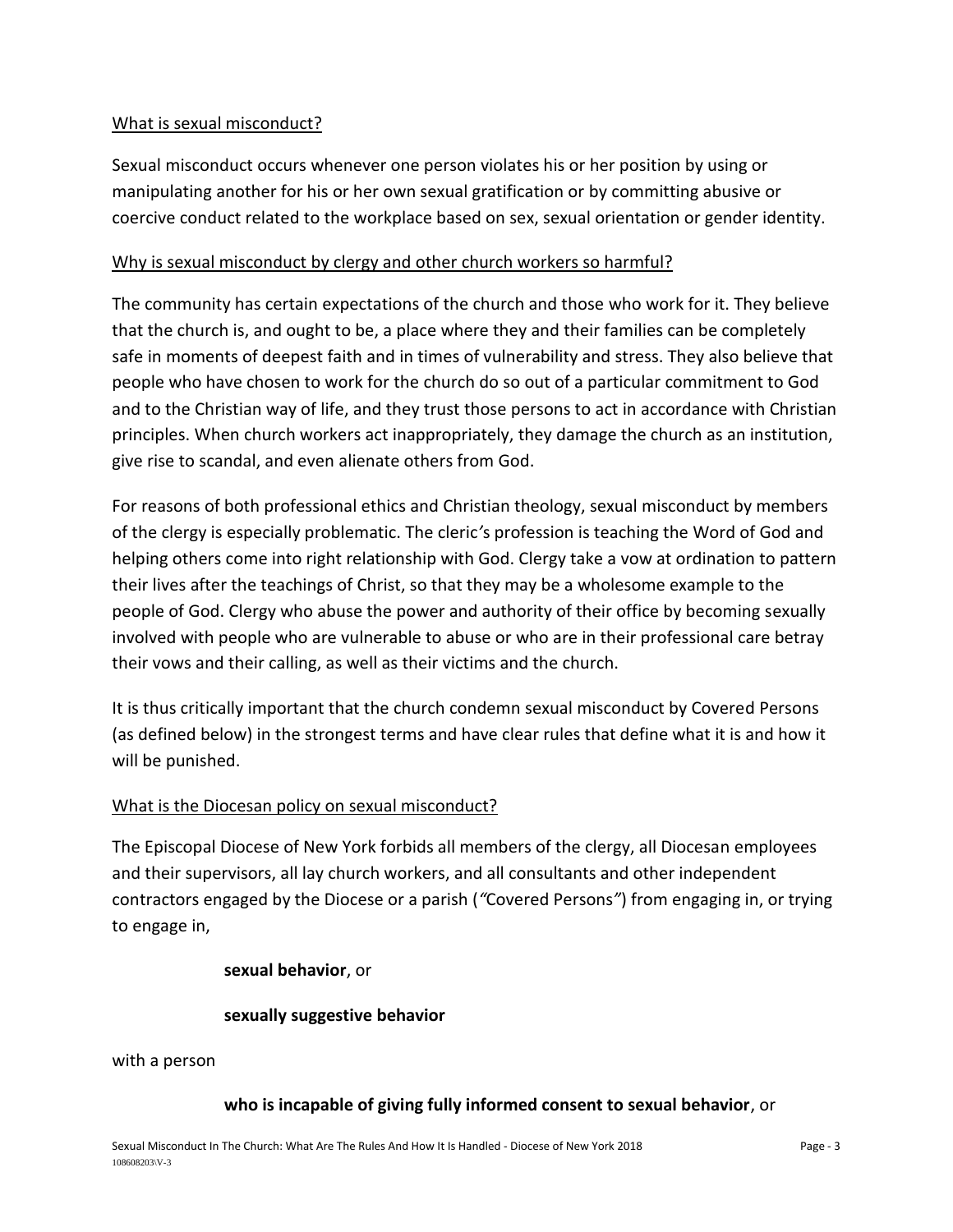What is sexual misconduct?

Sexual misconduct occurs whenever one person violates his or her position by using or manipulating another for his or her own sexual gratification or by committing abusive or coercive conduct related to the workplace based on sex, sexual orientation or gender identity.

Why is sexual misconduct by clergy and other church workers so harmful?

The community has certain expectations of the church and those who work for it. They believe that the church is, and ought to be, a place where they and their families can be completely safe in moments of deepest faith and in times of vulnerability and stress. They also believe that people who have chosen to work for the church do so out of a particular commitment to God and to the Christian way of life, and they trust those persons to act in accordance with Christian principles. When church workers act inappropriately, they damage the church as an institution, give rise to scandal, and even alienate others from God.

For reasons of both professional ethics and Christian theology, sexual misconduct by members of the clergy is especially problematic. The cleric's profession is teaching the Word of God and helping others come into right relationship with God. Clergy take a vow at ordination to pattern their lives after the teachings of Christ, so that they may be a wholesome example to the people of God. Clergy who abuse the power and authority of their office by becoming sexually involved with people who are vulnerable to abuse or who are in their professional care betray their vows and their calling, as well as their victims and the church.

It is thus critically important that the church condemn sexual misconduct by Covered Persons (as defined below) in the strongest terms and have clear rules that define what it is and how it will be punished.

What is the Diocesan policy on sexual misconduct?

The Episcopal Diocese of New York forbids all members of the clergy, all Diocesan employees and their supervisors, all lay church workers, and all consultants and other independent contractors engaged by the Diocese or a parish ("Covered Persons") from engaging in, or trying to engage in,

**sexual behavior**, or

**sexually suggestive behavior**

with a person

**who is incapable of giving fully informed consent to sexual behavior**, or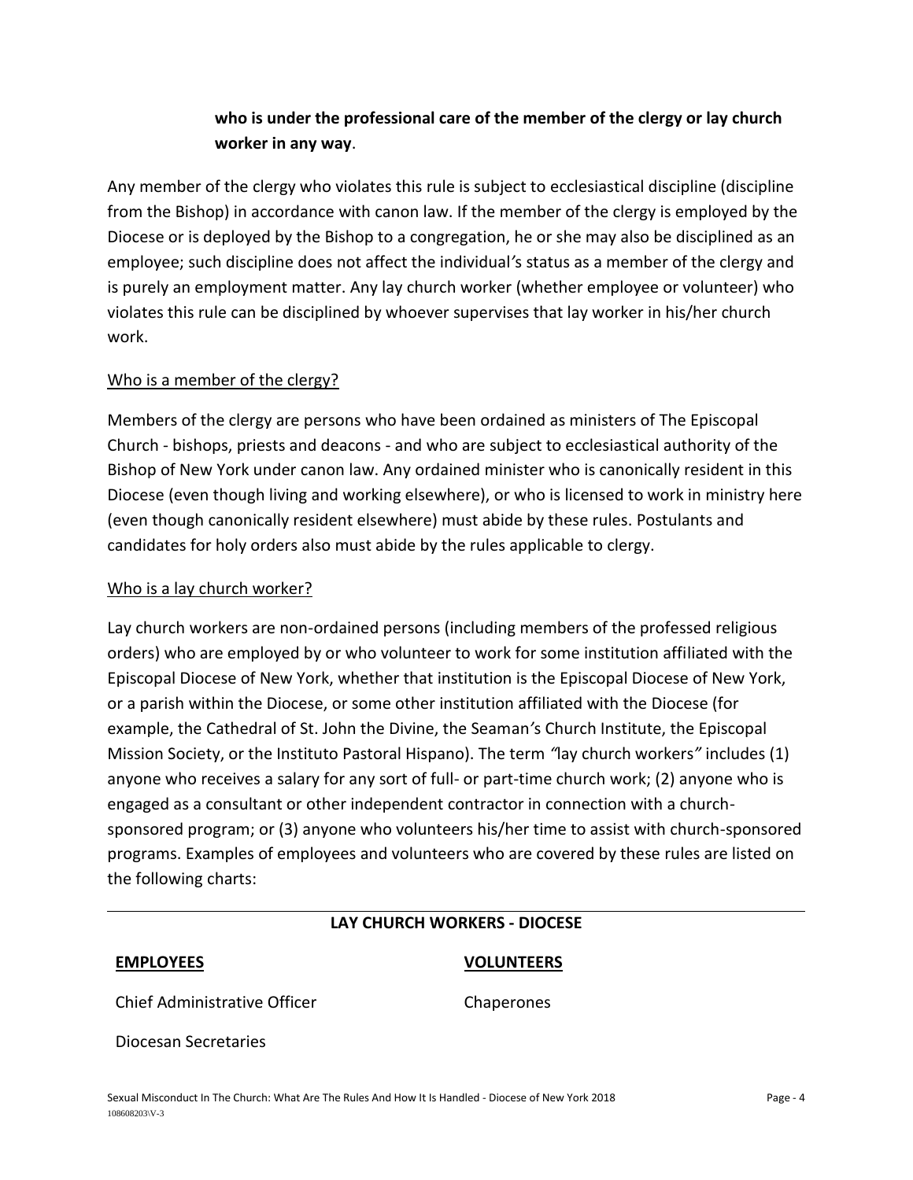**who is under the professional care of the member of the clergy or lay church worker in any way**.

Any member of the clergy who violates this rule is subject to ecclesiastical discipline (discipline from the Bishop) in accordance with canon law. If the member of the clergy is employed by the Diocese or is deployed by the Bishop to a congregation, he or she may also be disciplined as an employee; such discipline does not affect the individual's status as a member of the clergy and is purely an employment matter. Any lay church worker (whether employee or volunteer) who violates this rule can be disciplined by whoever supervises that lay worker in his/her church work.

## Who is a member of the clergy?

Members of the clergy are persons who have been ordained as ministers of The Episcopal Church - bishops, priests and deacons - and who are subject to ecclesiastical authority of the Bishop of New York under canon law. Any ordained minister who is canonically resident in this Diocese (even though living and working elsewhere), or who is licensed to work in ministry here (even though canonically resident elsewhere) must abide by these rules. Postulants and candidates for holy orders also must abide by the rules applicable to clergy.

## Who is a lay church worker?

Lay church workers are non-ordained persons (including members of the professed religious orders) who are employed by or who volunteer to work for some institution affiliated with the Episcopal Diocese of New York, whether that institution is the Episcopal Diocese of New York, or a parish within the Diocese, or some other institution affiliated with the Diocese (for example, the Cathedral of St. John the Divine, the Seaman's Church Institute, the Episcopal Mission Society, or the Instituto Pastoral Hispano). The term "lay church workers" includes (1) anyone who receives a salary for any sort of full- or part-time church work; (2) anyone who is engaged as a consultant or other independent contractor in connection with a church-sponsored program; or (3) anyone who volunteers his/her time to assist with church-sponsored programs. Examples of employees and volunteers who are covered by these rules are listed on the following charts:

**LAY CHURCH WORKERS - DIOCESE**

| **EMPLOYEES** | **VOLUNTEERS** |
| --- | --- |
| Chief Administrative Officer | Chaperones |
| Diocesan Secretaries | |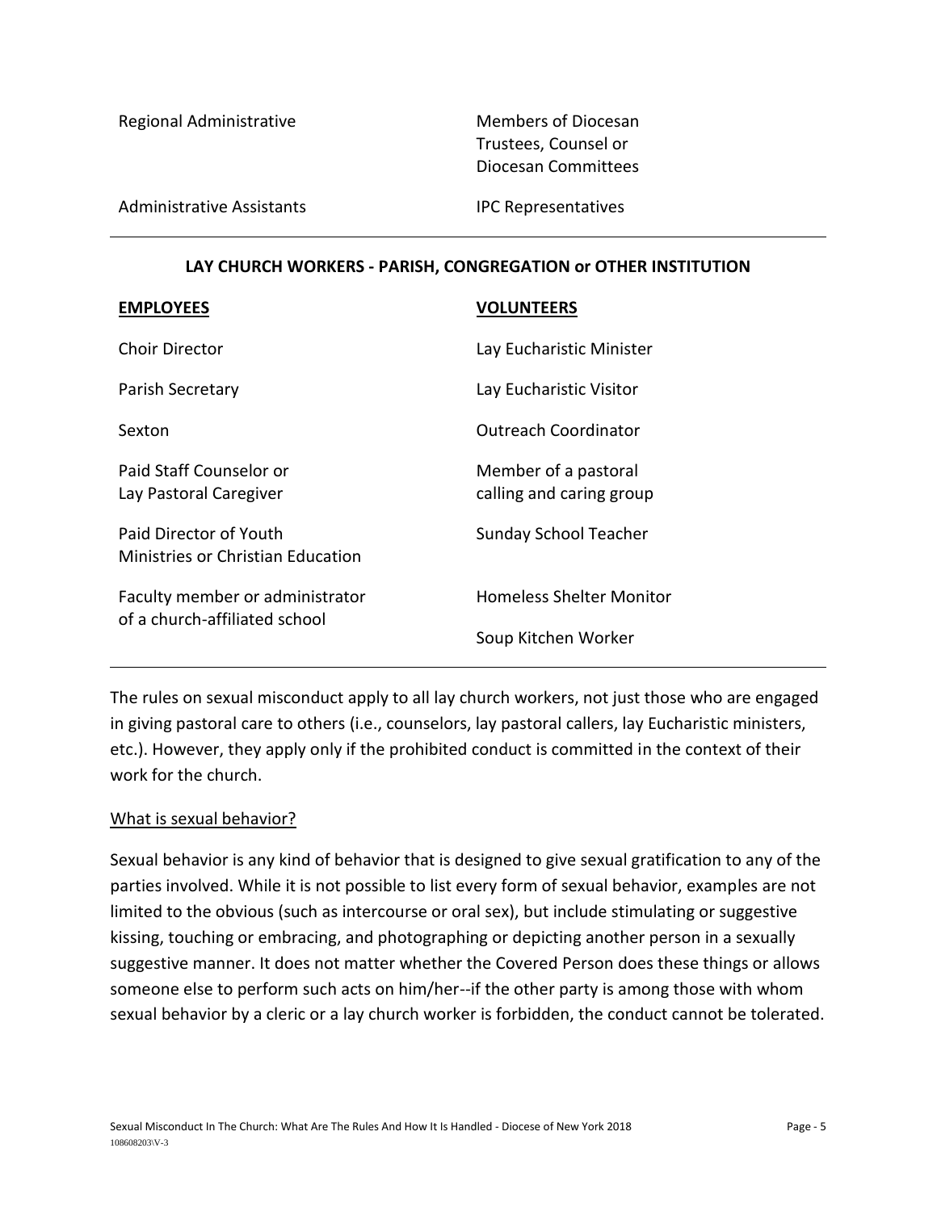| | |
|---|---|
| Regional Administrative | Members of Diocesan Trustees, Counsel or Diocesan Committees |
| Administrative Assistants | IPC Representatives |

---

**LAY CHURCH WORKERS - PARISH, CONGREGATION or OTHER INSTITUTION**

| **EMPLOYEES** | **VOLUNTEERS** |
|---|---|
| Choir Director | Lay Eucharistic Minister |
| Parish Secretary | Lay Eucharistic Visitor |
| Sexton | Outreach Coordinator |
| Paid Staff Counselor or Lay Pastoral Caregiver | Member of a pastoral calling and caring group |
| Paid Director of Youth Ministries or Christian Education | Sunday School Teacher |
| Faculty member or administrator of a church-affiliated school | Homeless Shelter Monitor |
| | Soup Kitchen Worker |

---

The rules on sexual misconduct apply to all lay church workers, not just those who are engaged in giving pastoral care to others (i.e., counselors, lay pastoral callers, lay Eucharistic ministers, etc.). However, they apply only if the prohibited conduct is committed in the context of their work for the church.

What is sexual behavior?

Sexual behavior is any kind of behavior that is designed to give sexual gratification to any of the parties involved. While it is not possible to list every form of sexual behavior, examples are not limited to the obvious (such as intercourse or oral sex), but include stimulating or suggestive kissing, touching or embracing, and photographing or depicting another person in a sexually suggestive manner. It does not matter whether the Covered Person does these things or allows someone else to perform such acts on him/her--if the other party is among those with whom sexual behavior by a cleric or a lay church worker is forbidden, the conduct cannot be tolerated.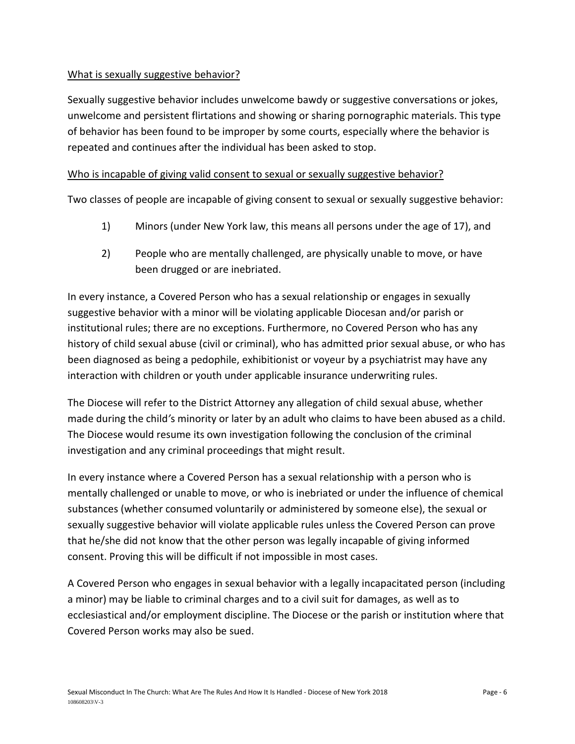<u>What is sexually suggestive behavior?</u>

Sexually suggestive behavior includes unwelcome bawdy or suggestive conversations or jokes, unwelcome and persistent flirtations and showing or sharing pornographic materials. This type of behavior has been found to be improper by some courts, especially where the behavior is repeated and continues after the individual has been asked to stop.

<u>Who is incapable of giving valid consent to sexual or sexually suggestive behavior?</u>

Two classes of people are incapable of giving consent to sexual or sexually suggestive behavior:

1) Minors (under New York law, this means all persons under the age of 17), and

2) People who are mentally challenged, are physically unable to move, or have been drugged or are inebriated.

In every instance, a Covered Person who has a sexual relationship or engages in sexually suggestive behavior with a minor will be violating applicable Diocesan and/or parish or institutional rules; there are no exceptions. Furthermore, no Covered Person who has any history of child sexual abuse (civil or criminal), who has admitted prior sexual abuse, or who has been diagnosed as being a pedophile, exhibitionist or voyeur by a psychiatrist may have any interaction with children or youth under applicable insurance underwriting rules.

The Diocese will refer to the District Attorney any allegation of child sexual abuse, whether made during the child's minority or later by an adult who claims to have been abused as a child. The Diocese would resume its own investigation following the conclusion of the criminal investigation and any criminal proceedings that might result.

In every instance where a Covered Person has a sexual relationship with a person who is mentally challenged or unable to move, or who is inebriated or under the influence of chemical substances (whether consumed voluntarily or administered by someone else), the sexual or sexually suggestive behavior will violate applicable rules unless the Covered Person can prove that he/she did not know that the other person was legally incapable of giving informed consent. Proving this will be difficult if not impossible in most cases.

A Covered Person who engages in sexual behavior with a legally incapacitated person (including a minor) may be liable to criminal charges and to a civil suit for damages, as well as to ecclesiastical and/or employment discipline. The Diocese or the parish or institution where that Covered Person works may also be sued.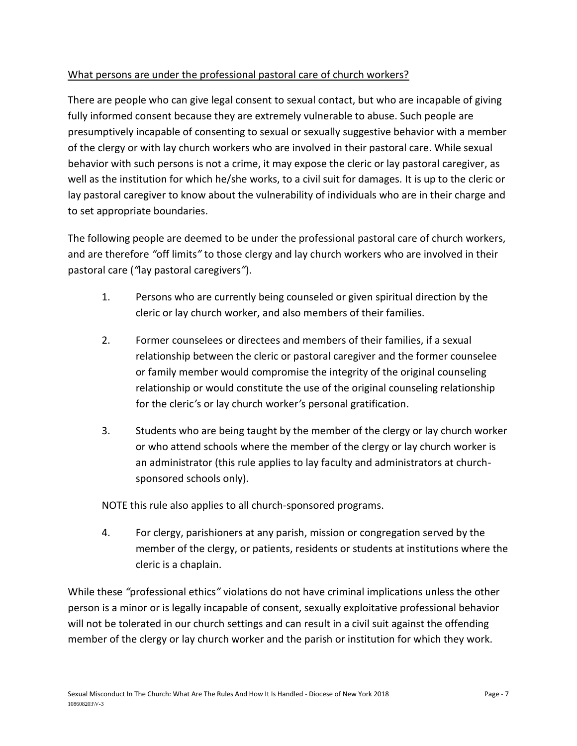What persons are under the professional pastoral care of church workers?

There are people who can give legal consent to sexual contact, but who are incapable of giving fully informed consent because they are extremely vulnerable to abuse. Such people are presumptively incapable of consenting to sexual or sexually suggestive behavior with a member of the clergy or with lay church workers who are involved in their pastoral care. While sexual behavior with such persons is not a crime, it may expose the cleric or lay pastoral caregiver, as well as the institution for which he/she works, to a civil suit for damages. It is up to the cleric or lay pastoral caregiver to know about the vulnerability of individuals who are in their charge and to set appropriate boundaries.

The following people are deemed to be under the professional pastoral care of church workers, and are therefore *"*off limits*"* to those clergy and lay church workers who are involved in their pastoral care (*"*lay pastoral caregivers*"*).

1. Persons who are currently being counseled or given spiritual direction by the cleric or lay church worker, and also members of their families.

2. Former counselees or directees and members of their families, if a sexual relationship between the cleric or pastoral caregiver and the former counselee or family member would compromise the integrity of the original counseling relationship or would constitute the use of the original counseling relationship for the cleric*'*s or lay church worker*'*s personal gratification.

3. Students who are being taught by the member of the clergy or lay church worker or who attend schools where the member of the clergy or lay church worker is an administrator (this rule applies to lay faculty and administrators at church-sponsored schools only).

NOTE this rule also applies to all church-sponsored programs.

4. For clergy, parishioners at any parish, mission or congregation served by the member of the clergy, or patients, residents or students at institutions where the cleric is a chaplain.

While these *"*professional ethics*"* violations do not have criminal implications unless the other person is a minor or is legally incapable of consent, sexually exploitative professional behavior will not be tolerated in our church settings and can result in a civil suit against the offending member of the clergy or lay church worker and the parish or institution for which they work.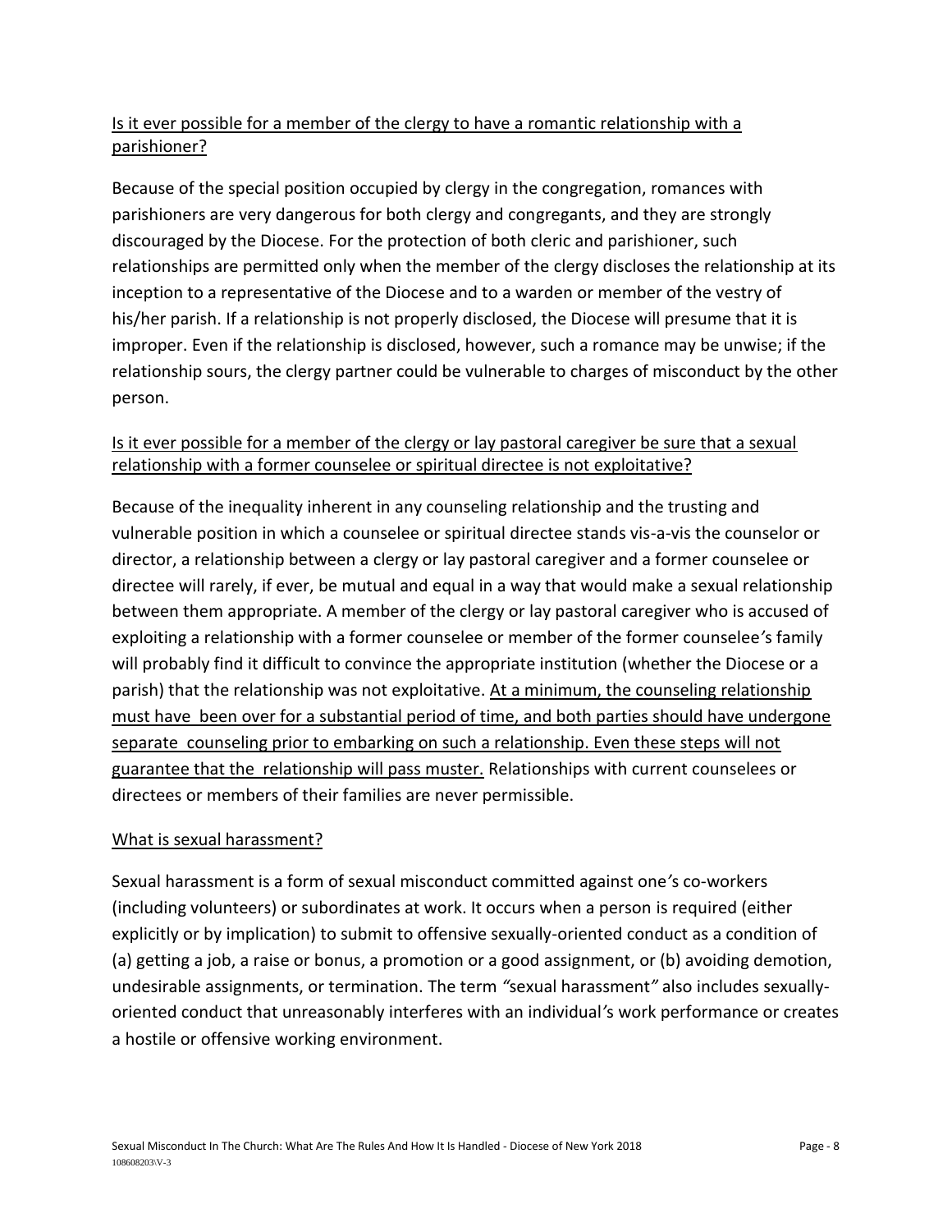<u>Is it ever possible for a member of the clergy to have a romantic relationship with a parishioner?</u>

Because of the special position occupied by clergy in the congregation, romances with parishioners are very dangerous for both clergy and congregants, and they are strongly discouraged by the Diocese. For the protection of both cleric and parishioner, such relationships are permitted only when the member of the clergy discloses the relationship at its inception to a representative of the Diocese and to a warden or member of the vestry of his/her parish. If a relationship is not properly disclosed, the Diocese will presume that it is improper. Even if the relationship is disclosed, however, such a romance may be unwise; if the relationship sours, the clergy partner could be vulnerable to charges of misconduct by the other person.

<u>Is it ever possible for a member of the clergy or lay pastoral caregiver be sure that a sexual relationship with a former counselee or spiritual directee is not exploitative?</u>

Because of the inequality inherent in any counseling relationship and the trusting and vulnerable position in which a counselee or spiritual directee stands vis-a-vis the counselor or director, a relationship between a clergy or lay pastoral caregiver and a former counselee or directee will rarely, if ever, be mutual and equal in a way that would make a sexual relationship between them appropriate. A member of the clergy or lay pastoral caregiver who is accused of exploiting a relationship with a former counselee or member of the former counselee's family will probably find it difficult to convince the appropriate institution (whether the Diocese or a parish) that the relationship was not exploitative. <u>At a minimum, the counseling relationship must have been over for a substantial period of time, and both parties should have undergone separate counseling prior to embarking on such a relationship. Even these steps will not guarantee that the relationship will pass muster.</u> Relationships with current counselees or directees or members of their families are never permissible.

<u>What is sexual harassment?</u>

Sexual harassment is a form of sexual misconduct committed against one's co-workers (including volunteers) or subordinates at work. It occurs when a person is required (either explicitly or by implication) to submit to offensive sexually-oriented conduct as a condition of (a) getting a job, a raise or bonus, a promotion or a good assignment, or (b) avoiding demotion, undesirable assignments, or termination. The term "sexual harassment" also includes sexually-oriented conduct that unreasonably interferes with an individual's work performance or creates a hostile or offensive working environment.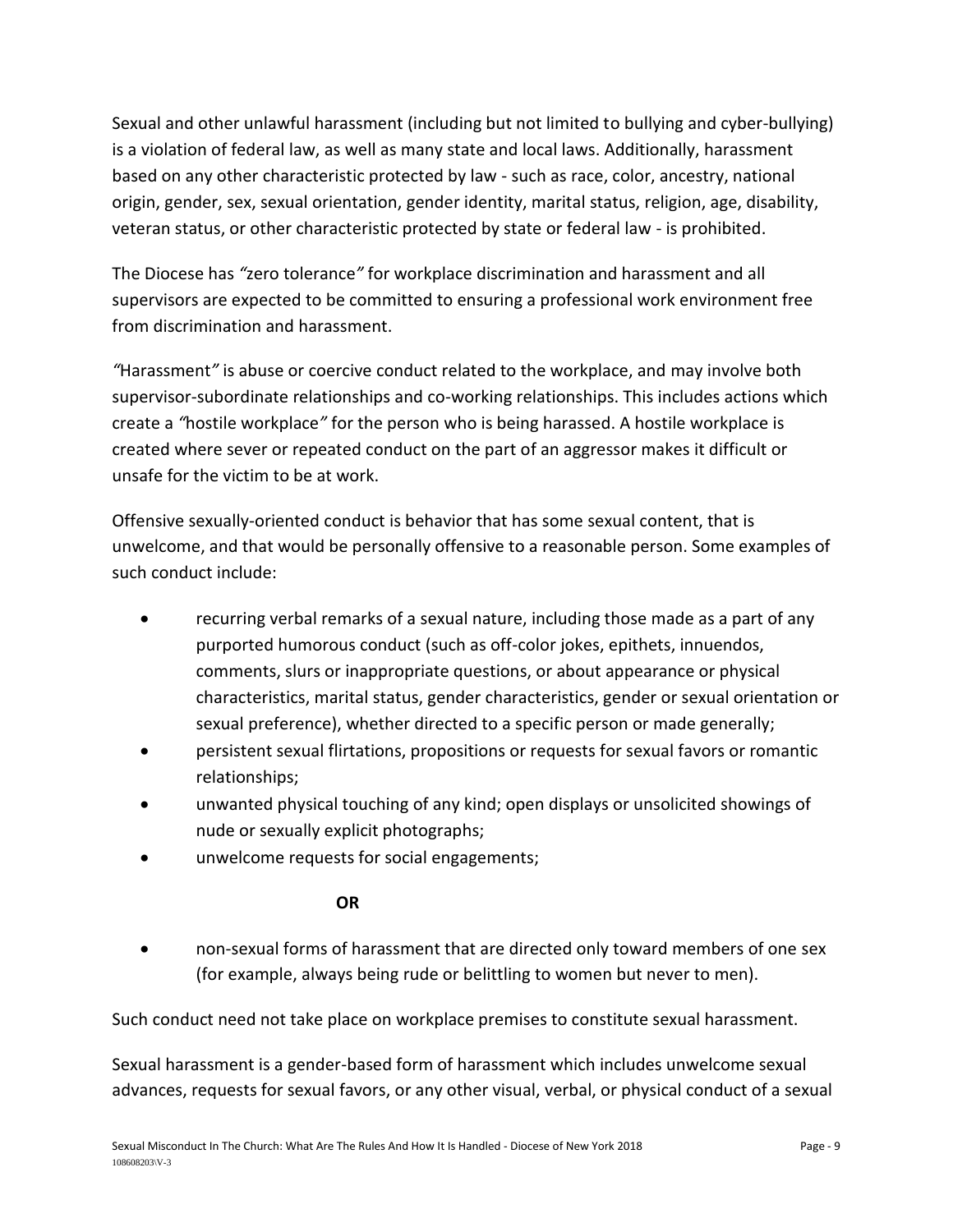Sexual and other unlawful harassment (including but not limited to bullying and cyber-bullying) is a violation of federal law, as well as many state and local laws. Additionally, harassment based on any other characteristic protected by law - such as race, color, ancestry, national origin, gender, sex, sexual orientation, gender identity, marital status, religion, age, disability, veteran status, or other characteristic protected by state or federal law - is prohibited.

The Diocese has *"*zero tolerance*"* for workplace discrimination and harassment and all supervisors are expected to be committed to ensuring a professional work environment free from discrimination and harassment.

*"*Harassment*"* is abuse or coercive conduct related to the workplace, and may involve both supervisor-subordinate relationships and co-working relationships. This includes actions which create a *"*hostile workplace*"* for the person who is being harassed. A hostile workplace is created where sever or repeated conduct on the part of an aggressor makes it difficult or unsafe for the victim to be at work.

Offensive sexually-oriented conduct is behavior that has some sexual content, that is unwelcome, and that would be personally offensive to a reasonable person. Some examples of such conduct include:

- recurring verbal remarks of a sexual nature, including those made as a part of any purported humorous conduct (such as off-color jokes, epithets, innuendos, comments, slurs or inappropriate questions, or about appearance or physical characteristics, marital status, gender characteristics, gender or sexual orientation or sexual preference), whether directed to a specific person or made generally;
- persistent sexual flirtations, propositions or requests for sexual favors or romantic relationships;
- unwanted physical touching of any kind; open displays or unsolicited showings of nude or sexually explicit photographs;
- unwelcome requests for social engagements;

**OR**

- non-sexual forms of harassment that are directed only toward members of one sex (for example, always being rude or belittling to women but never to men).

Such conduct need not take place on workplace premises to constitute sexual harassment.

Sexual harassment is a gender-based form of harassment which includes unwelcome sexual advances, requests for sexual favors, or any other visual, verbal, or physical conduct of a sexual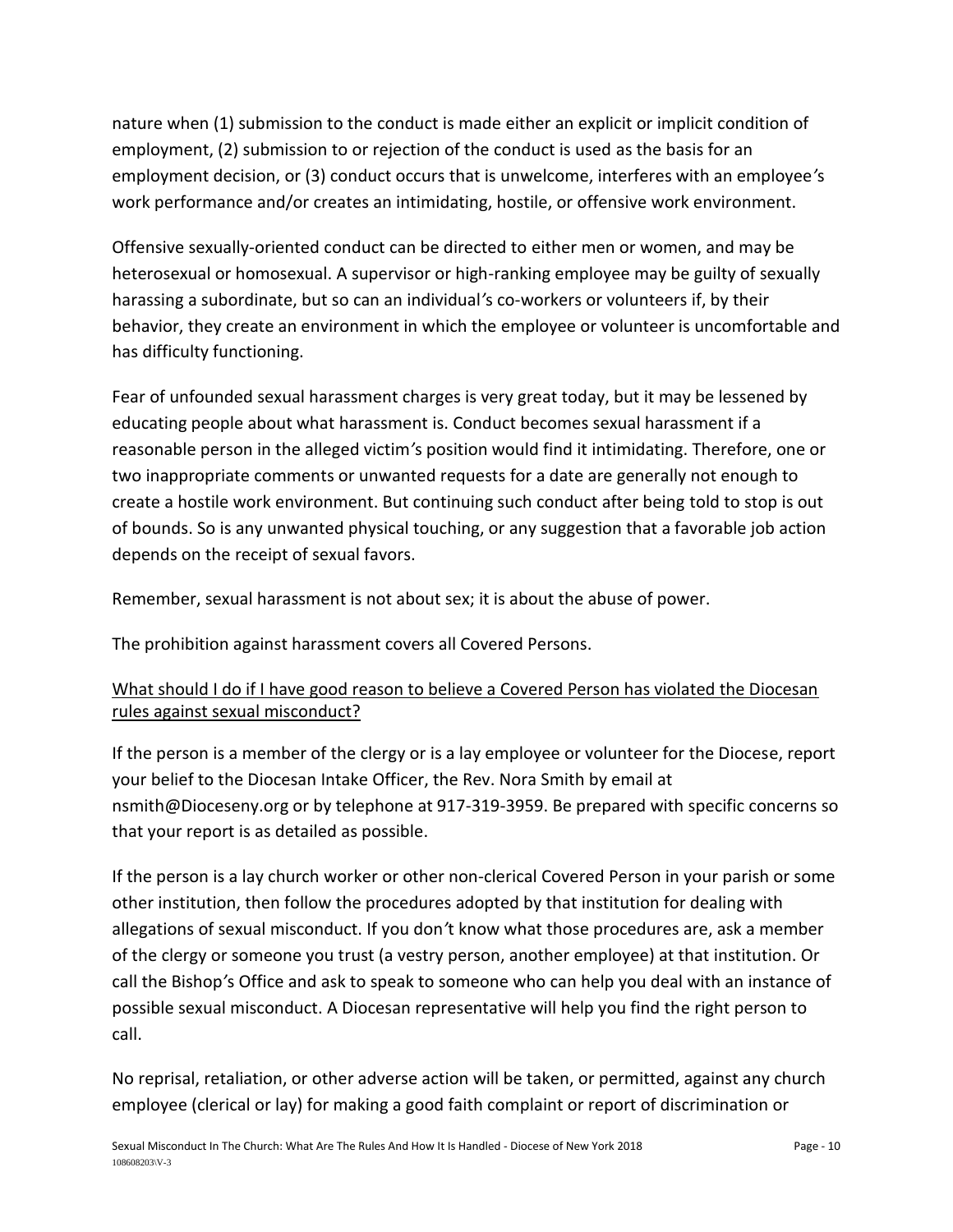nature when (1) submission to the conduct is made either an explicit or implicit condition of employment, (2) submission to or rejection of the conduct is used as the basis for an employment decision, or (3) conduct occurs that is unwelcome, interferes with an employee's work performance and/or creates an intimidating, hostile, or offensive work environment.

Offensive sexually-oriented conduct can be directed to either men or women, and may be heterosexual or homosexual. A supervisor or high-ranking employee may be guilty of sexually harassing a subordinate, but so can an individual's co-workers or volunteers if, by their behavior, they create an environment in which the employee or volunteer is uncomfortable and has difficulty functioning.

Fear of unfounded sexual harassment charges is very great today, but it may be lessened by educating people about what harassment is. Conduct becomes sexual harassment if a reasonable person in the alleged victim's position would find it intimidating. Therefore, one or two inappropriate comments or unwanted requests for a date are generally not enough to create a hostile work environment. But continuing such conduct after being told to stop is out of bounds. So is any unwanted physical touching, or any suggestion that a favorable job action depends on the receipt of sexual favors.

Remember, sexual harassment is not about sex; it is about the abuse of power.

The prohibition against harassment covers all Covered Persons.

<u>What should I do if I have good reason to believe a Covered Person has violated the Diocesan rules against sexual misconduct?</u>

If the person is a member of the clergy or is a lay employee or volunteer for the Diocese, report your belief to the Diocesan Intake Officer, the Rev. Nora Smith by email at nsmith@Dioceseny.org or by telephone at 917-319-3959. Be prepared with specific concerns so that your report is as detailed as possible.

If the person is a lay church worker or other non-clerical Covered Person in your parish or some other institution, then follow the procedures adopted by that institution for dealing with allegations of sexual misconduct. If you don't know what those procedures are, ask a member of the clergy or someone you trust (a vestry person, another employee) at that institution. Or call the Bishop's Office and ask to speak to someone who can help you deal with an instance of possible sexual misconduct. A Diocesan representative will help you find the right person to call.

No reprisal, retaliation, or other adverse action will be taken, or permitted, against any church employee (clerical or lay) for making a good faith complaint or report of discrimination or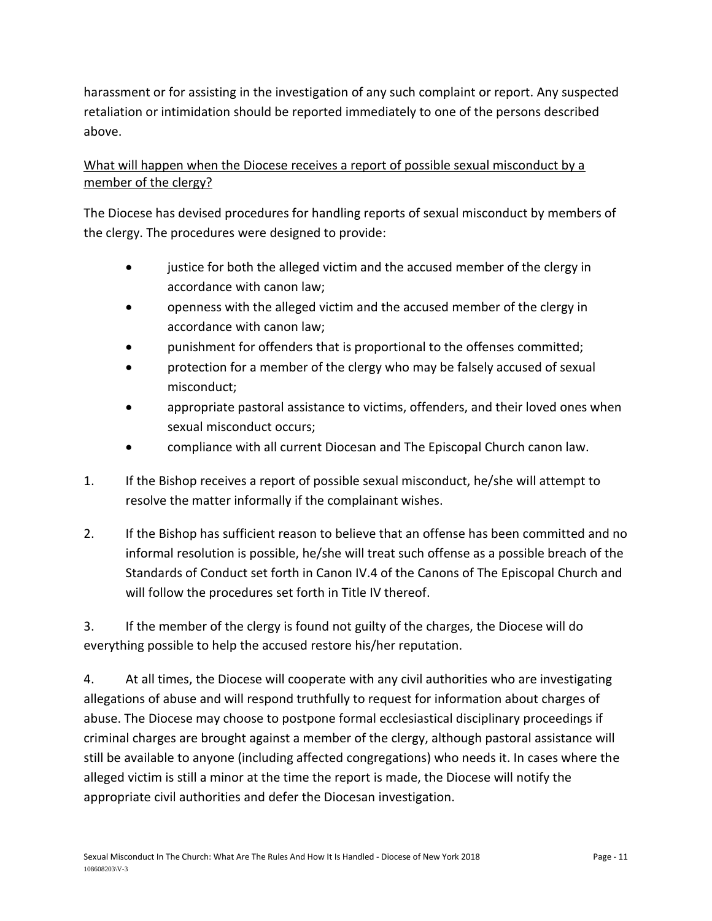harassment or for assisting in the investigation of any such complaint or report. Any suspected retaliation or intimidation should be reported immediately to one of the persons described above.

<u>What will happen when the Diocese receives a report of possible sexual misconduct by a member of the clergy?</u>

The Diocese has devised procedures for handling reports of sexual misconduct by members of the clergy. The procedures were designed to provide:

- justice for both the alleged victim and the accused member of the clergy in accordance with canon law;
- openness with the alleged victim and the accused member of the clergy in accordance with canon law;
- punishment for offenders that is proportional to the offenses committed;
- protection for a member of the clergy who may be falsely accused of sexual misconduct;
- appropriate pastoral assistance to victims, offenders, and their loved ones when sexual misconduct occurs;
- compliance with all current Diocesan and The Episcopal Church canon law.

1. If the Bishop receives a report of possible sexual misconduct, he/she will attempt to resolve the matter informally if the complainant wishes.

2. If the Bishop has sufficient reason to believe that an offense has been committed and no informal resolution is possible, he/she will treat such offense as a possible breach of the Standards of Conduct set forth in Canon IV.4 of the Canons of The Episcopal Church and will follow the procedures set forth in Title IV thereof.

3. If the member of the clergy is found not guilty of the charges, the Diocese will do everything possible to help the accused restore his/her reputation.

4. At all times, the Diocese will cooperate with any civil authorities who are investigating allegations of abuse and will respond truthfully to request for information about charges of abuse. The Diocese may choose to postpone formal ecclesiastical disciplinary proceedings if criminal charges are brought against a member of the clergy, although pastoral assistance will still be available to anyone (including affected congregations) who needs it. In cases where the alleged victim is still a minor at the time the report is made, the Diocese will notify the appropriate civil authorities and defer the Diocesan investigation.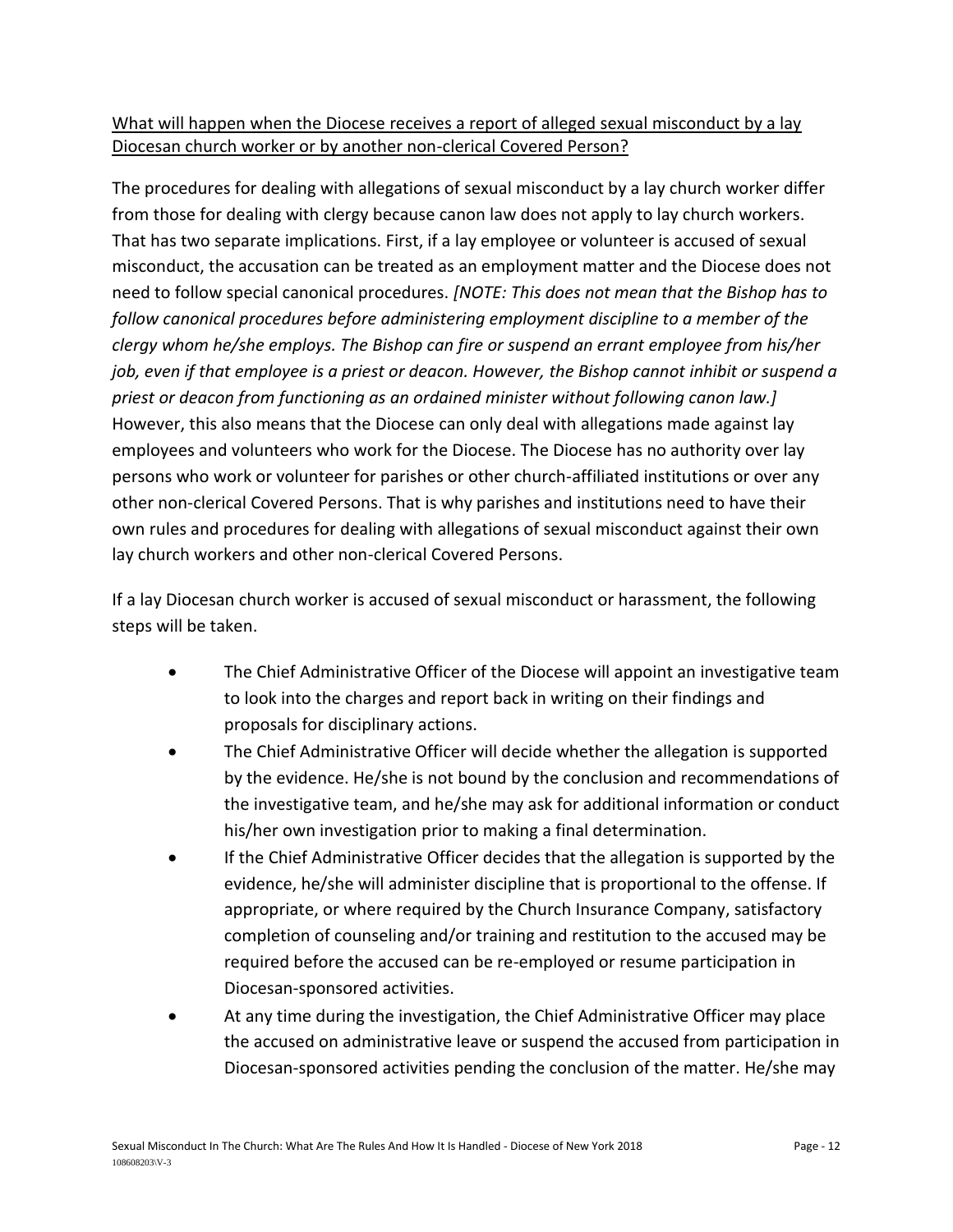<u>What will happen when the Diocese receives a report of alleged sexual misconduct by a lay Diocesan church worker or by another non-clerical Covered Person?</u>

The procedures for dealing with allegations of sexual misconduct by a lay church worker differ from those for dealing with clergy because canon law does not apply to lay church workers. That has two separate implications. First, if a lay employee or volunteer is accused of sexual misconduct, the accusation can be treated as an employment matter and the Diocese does not need to follow special canonical procedures. *[NOTE: This does not mean that the Bishop has to follow canonical procedures before administering employment discipline to a member of the clergy whom he/she employs. The Bishop can fire or suspend an errant employee from his/her job, even if that employee is a priest or deacon. However, the Bishop cannot inhibit or suspend a priest or deacon from functioning as an ordained minister without following canon law.]* However, this also means that the Diocese can only deal with allegations made against lay employees and volunteers who work for the Diocese. The Diocese has no authority over lay persons who work or volunteer for parishes or other church-affiliated institutions or over any other non-clerical Covered Persons. That is why parishes and institutions need to have their own rules and procedures for dealing with allegations of sexual misconduct against their own lay church workers and other non-clerical Covered Persons.

If a lay Diocesan church worker is accused of sexual misconduct or harassment, the following steps will be taken.

- The Chief Administrative Officer of the Diocese will appoint an investigative team to look into the charges and report back in writing on their findings and proposals for disciplinary actions.
- The Chief Administrative Officer will decide whether the allegation is supported by the evidence. He/she is not bound by the conclusion and recommendations of the investigative team, and he/she may ask for additional information or conduct his/her own investigation prior to making a final determination.
- If the Chief Administrative Officer decides that the allegation is supported by the evidence, he/she will administer discipline that is proportional to the offense. If appropriate, or where required by the Church Insurance Company, satisfactory completion of counseling and/or training and restitution to the accused may be required before the accused can be re-employed or resume participation in Diocesan-sponsored activities.
- At any time during the investigation, the Chief Administrative Officer may place the accused on administrative leave or suspend the accused from participation in Diocesan-sponsored activities pending the conclusion of the matter. He/she may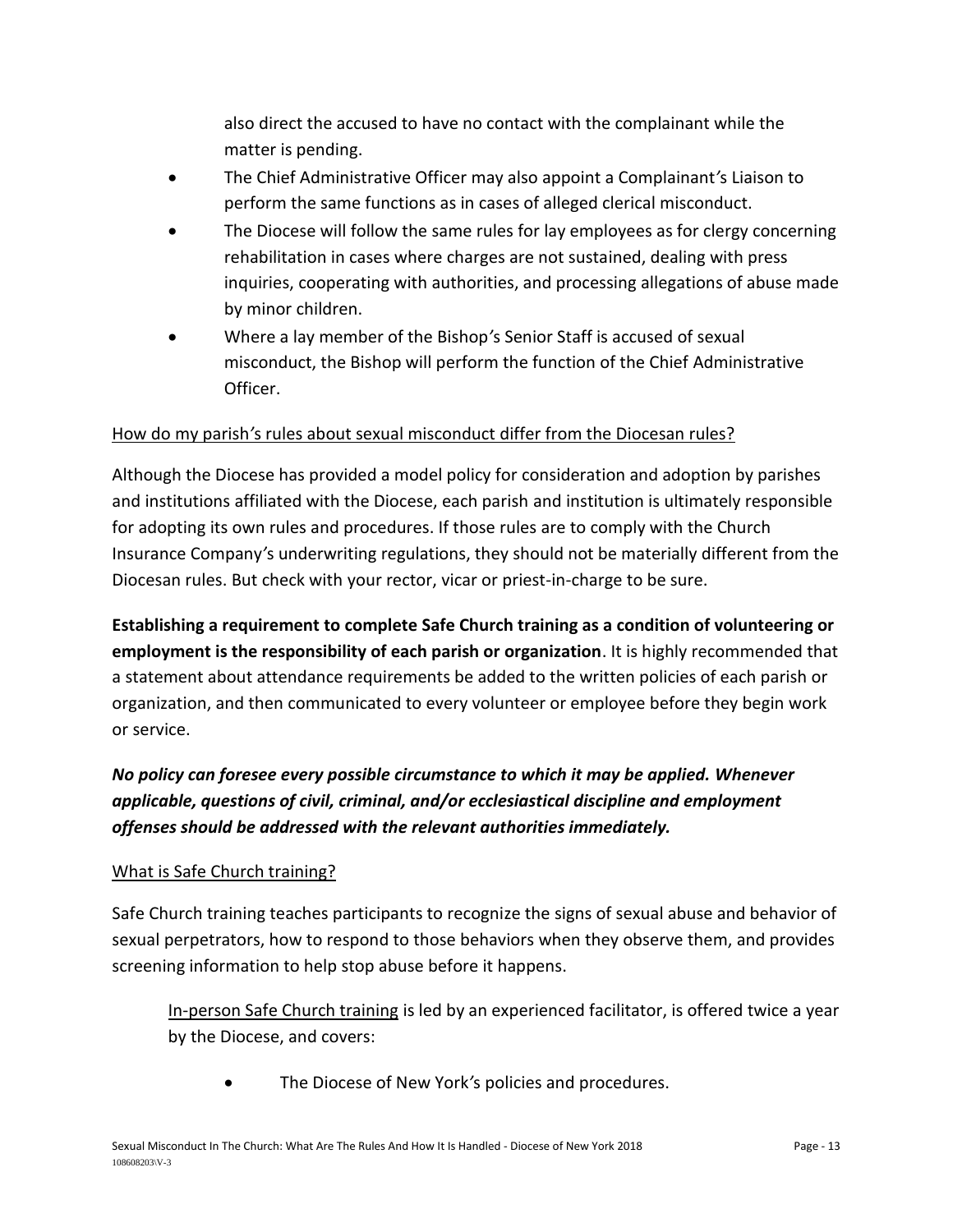also direct the accused to have no contact with the complainant while the matter is pending.

- The Chief Administrative Officer may also appoint a Complainant's Liaison to perform the same functions as in cases of alleged clerical misconduct.
- The Diocese will follow the same rules for lay employees as for clergy concerning rehabilitation in cases where charges are not sustained, dealing with press inquiries, cooperating with authorities, and processing allegations of abuse made by minor children.
- Where a lay member of the Bishop's Senior Staff is accused of sexual misconduct, the Bishop will perform the function of the Chief Administrative Officer.

<u>How do my parish's rules about sexual misconduct differ from the Diocesan rules?</u>

Although the Diocese has provided a model policy for consideration and adoption by parishes and institutions affiliated with the Diocese, each parish and institution is ultimately responsible for adopting its own rules and procedures. If those rules are to comply with the Church Insurance Company's underwriting regulations, they should not be materially different from the Diocesan rules. But check with your rector, vicar or priest-in-charge to be sure.

**Establishing a requirement to complete Safe Church training as a condition of volunteering or employment is the responsibility of each parish or organization**. It is highly recommended that a statement about attendance requirements be added to the written policies of each parish or organization, and then communicated to every volunteer or employee before they begin work or service.

***No policy can foresee every possible circumstance to which it may be applied. Whenever applicable, questions of civil, criminal, and/or ecclesiastical discipline and employment offenses should be addressed with the relevant authorities immediately.***

<u>What is Safe Church training?</u>

Safe Church training teaches participants to recognize the signs of sexual abuse and behavior of sexual perpetrators, how to respond to those behaviors when they observe them, and provides screening information to help stop abuse before it happens.

<u>In-person Safe Church training</u> is led by an experienced facilitator, is offered twice a year by the Diocese, and covers:

- The Diocese of New York's policies and procedures.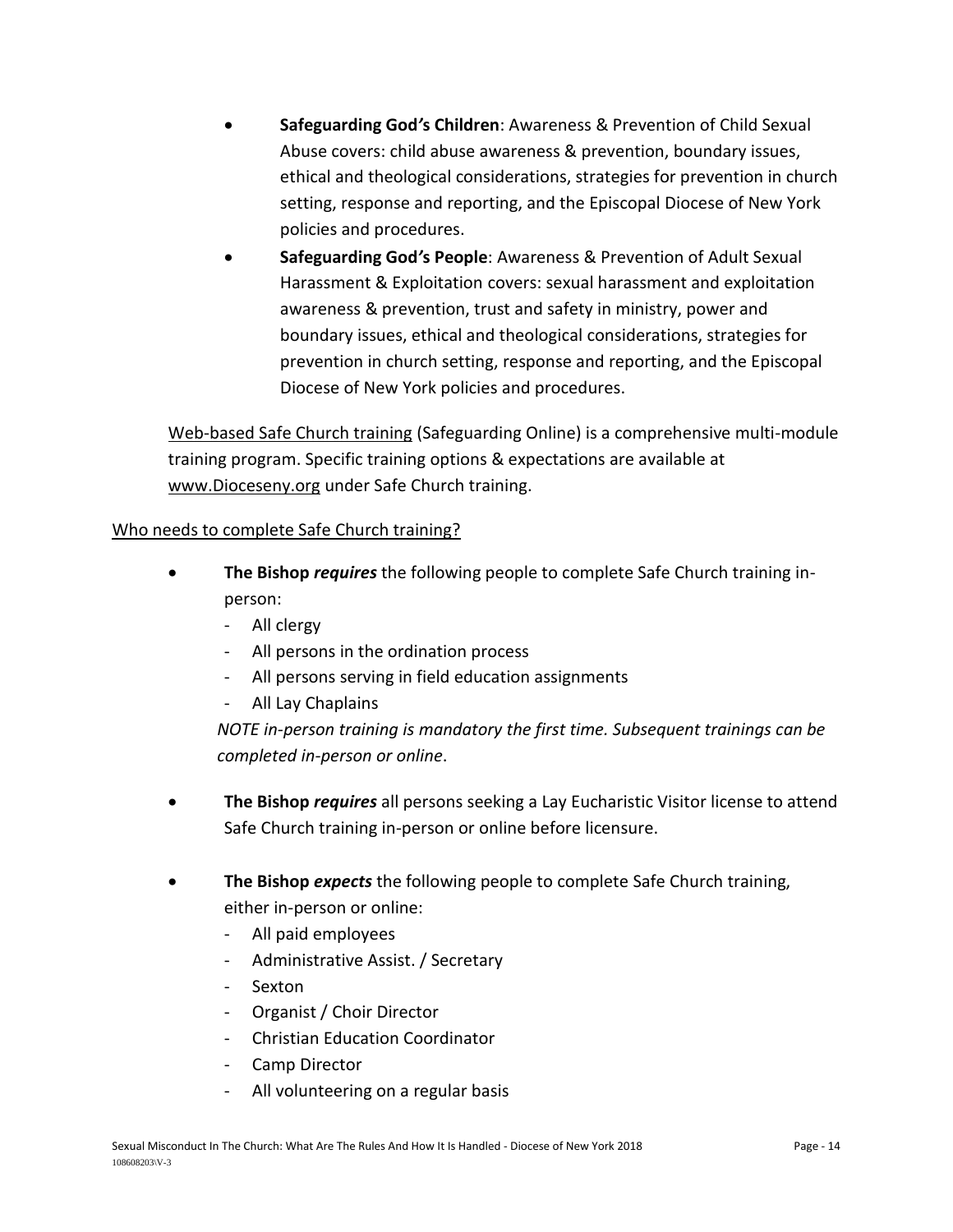- **Safeguarding God's Children**: Awareness & Prevention of Child Sexual Abuse covers: child abuse awareness & prevention, boundary issues, ethical and theological considerations, strategies for prevention in church setting, response and reporting, and the Episcopal Diocese of New York policies and procedures.
- **Safeguarding God's People**: Awareness & Prevention of Adult Sexual Harassment & Exploitation covers: sexual harassment and exploitation awareness & prevention, trust and safety in ministry, power and boundary issues, ethical and theological considerations, strategies for prevention in church setting, response and reporting, and the Episcopal Diocese of New York policies and procedures.

Web-based Safe Church training (Safeguarding Online) is a comprehensive multi-module training program. Specific training options & expectations are available at www.Dioceseny.org under Safe Church training.

Who needs to complete Safe Church training?

- **The Bishop *requires*** the following people to complete Safe Church training in-person:
  - All clergy
  - All persons in the ordination process
  - All persons serving in field education assignments
  - All Lay Chaplains

  *NOTE in-person training is mandatory the first time. Subsequent trainings can be completed in-person or online*.

- **The Bishop *requires*** all persons seeking a Lay Eucharistic Visitor license to attend Safe Church training in-person or online before licensure.

- **The Bishop *expects*** the following people to complete Safe Church training, either in-person or online:
  - All paid employees
  - Administrative Assist. / Secretary
  - Sexton
  - Organist / Choir Director
  - Christian Education Coordinator
  - Camp Director
  - All volunteering on a regular basis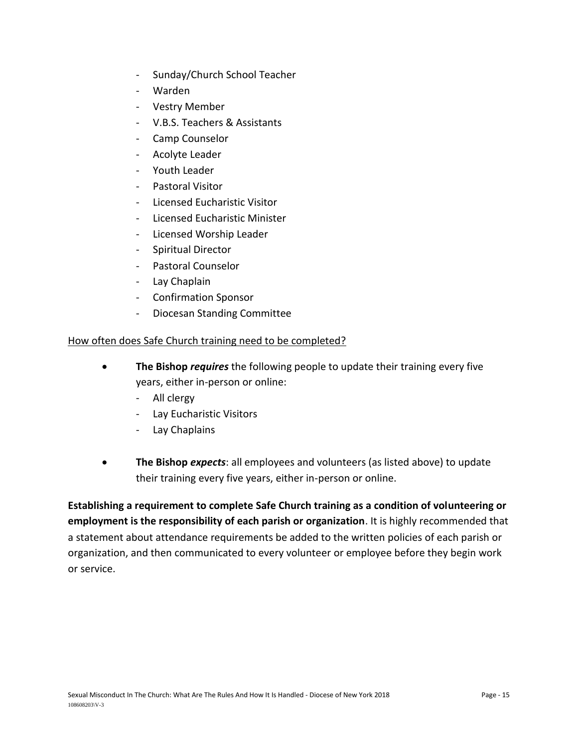- Sunday/Church School Teacher
- Warden
- Vestry Member
- V.B.S. Teachers & Assistants
- Camp Counselor
- Acolyte Leader
- Youth Leader
- Pastoral Visitor
- Licensed Eucharistic Visitor
- Licensed Eucharistic Minister
- Licensed Worship Leader
- Spiritual Director
- Pastoral Counselor
- Lay Chaplain
- Confirmation Sponsor
- Diocesan Standing Committee

<u>How often does Safe Church training need to be completed?</u>

- **The Bishop *requires*** the following people to update their training every five years, either in-person or online:
  - All clergy
  - Lay Eucharistic Visitors
  - Lay Chaplains

- **The Bishop *expects***: all employees and volunteers (as listed above) to update their training every five years, either in-person or online.

**Establishing a requirement to complete Safe Church training as a condition of volunteering or employment is the responsibility of each parish or organization**. It is highly recommended that a statement about attendance requirements be added to the written policies of each parish or organization, and then communicated to every volunteer or employee before they begin work or service.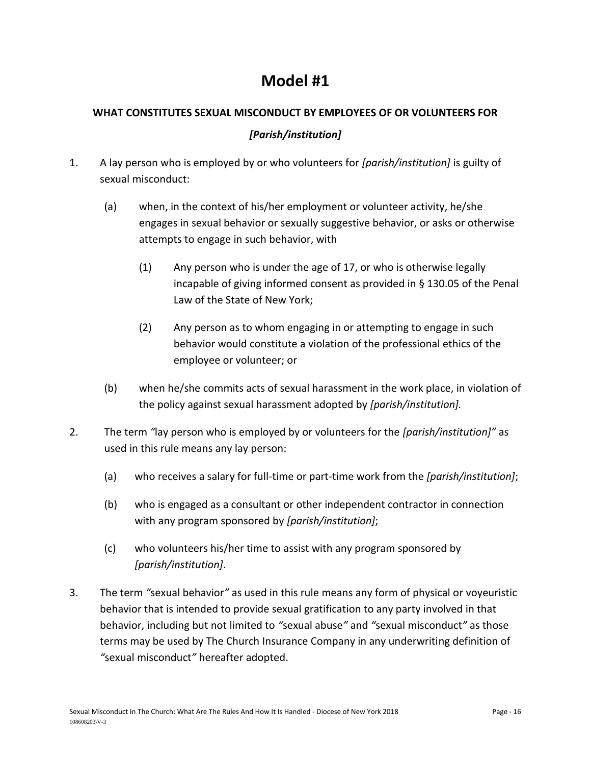# Model #1

**WHAT CONSTITUTES SEXUAL MISCONDUCT BY EMPLOYEES OF OR VOLUNTEERS FOR**

***[Parish/institution]***

1. A lay person who is employed by or who volunteers for *[parish/institution]* is guilty of sexual misconduct:

   (a) when, in the context of his/her employment or volunteer activity, he/she engages in sexual behavior or sexually suggestive behavior, or asks or otherwise attempts to engage in such behavior, with

      (1) Any person who is under the age of 17, or who is otherwise legally incapable of giving informed consent as provided in § 130.05 of the Penal Law of the State of New York;

      (2) Any person as to whom engaging in or attempting to engage in such behavior would constitute a violation of the professional ethics of the employee or volunteer; or

   (b) when he/she commits acts of sexual harassment in the work place, in violation of the policy against sexual harassment adopted by *[parish/institution].*

2. The term *"*lay person who is employed by or volunteers for the *[parish/institution]"* as used in this rule means any lay person:

   (a) who receives a salary for full-time or part-time work from the *[parish/institution]*;

   (b) who is engaged as a consultant or other independent contractor in connection with any program sponsored by *[parish/institution]*;

   (c) who volunteers his/her time to assist with any program sponsored by *[parish/institution]*.

3. The term *"*sexual behavior*"* as used in this rule means any form of physical or voyeuristic behavior that is intended to provide sexual gratification to any party involved in that behavior, including but not limited to *"*sexual abuse*"* and *"*sexual misconduct*"* as those terms may be used by The Church Insurance Company in any underwriting definition of *"*sexual misconduct*"* hereafter adopted.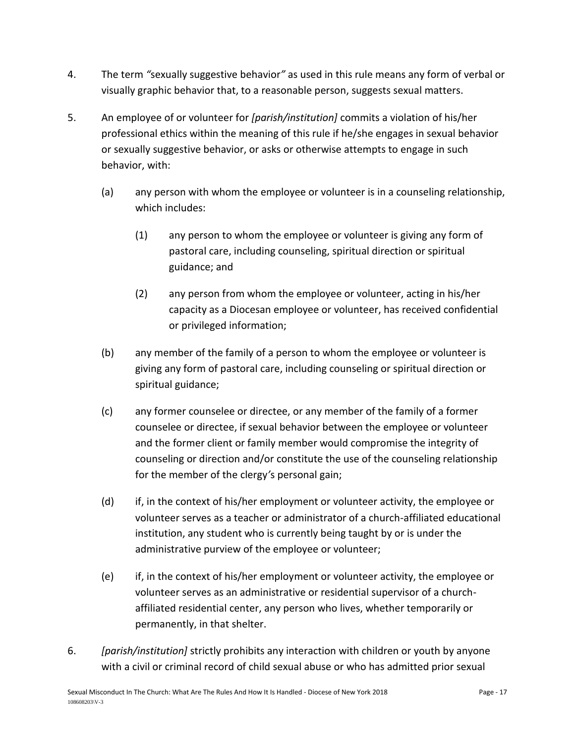4. The term *"*sexually suggestive behavior*"* as used in this rule means any form of verbal or visually graphic behavior that, to a reasonable person, suggests sexual matters.

5. An employee of or volunteer for *[parish/institution]* commits a violation of his/her professional ethics within the meaning of this rule if he/she engages in sexual behavior or sexually suggestive behavior, or asks or otherwise attempts to engage in such behavior, with:

   (a) any person with whom the employee or volunteer is in a counseling relationship, which includes:

      (1) any person to whom the employee or volunteer is giving any form of pastoral care, including counseling, spiritual direction or spiritual guidance; and

      (2) any person from whom the employee or volunteer, acting in his/her capacity as a Diocesan employee or volunteer, has received confidential or privileged information;

   (b) any member of the family of a person to whom the employee or volunteer is giving any form of pastoral care, including counseling or spiritual direction or spiritual guidance;

   (c) any former counselee or directee, or any member of the family of a former counselee or directee, if sexual behavior between the employee or volunteer and the former client or family member would compromise the integrity of counseling or direction and/or constitute the use of the counseling relationship for the member of the clergy's personal gain;

   (d) if, in the context of his/her employment or volunteer activity, the employee or volunteer serves as a teacher or administrator of a church-affiliated educational institution, any student who is currently being taught by or is under the administrative purview of the employee or volunteer;

   (e) if, in the context of his/her employment or volunteer activity, the employee or volunteer serves as an administrative or residential supervisor of a church-affiliated residential center, any person who lives, whether temporarily or permanently, in that shelter.

6. *[parish/institution]* strictly prohibits any interaction with children or youth by anyone with a civil or criminal record of child sexual abuse or who has admitted prior sexual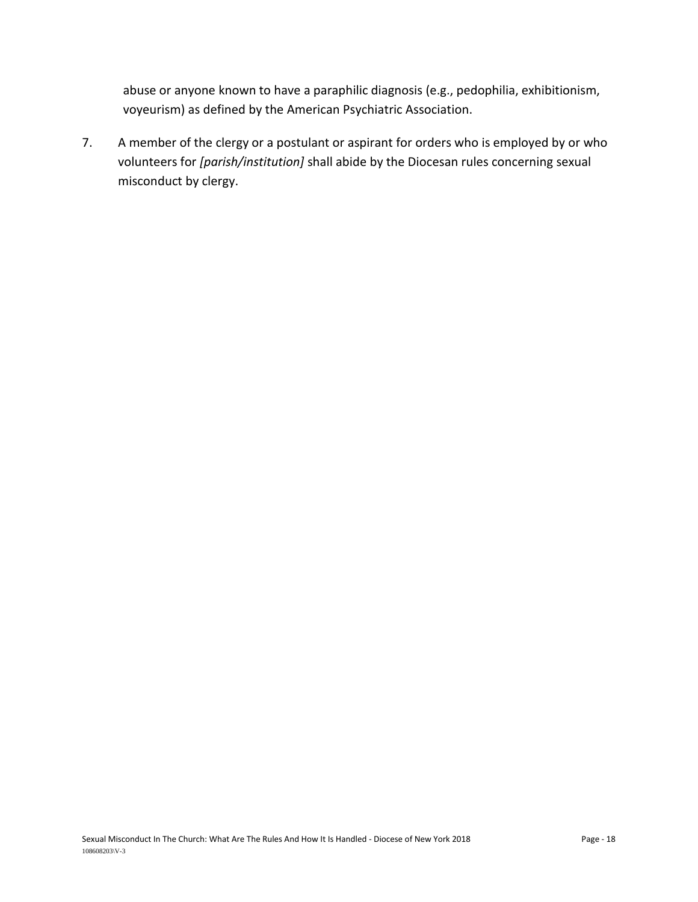abuse or anyone known to have a paraphilic diagnosis (e.g., pedophilia, exhibitionism, voyeurism) as defined by the American Psychiatric Association.

7. A member of the clergy or a postulant or aspirant for orders who is employed by or who volunteers for *[parish/institution]* shall abide by the Diocesan rules concerning sexual misconduct by clergy.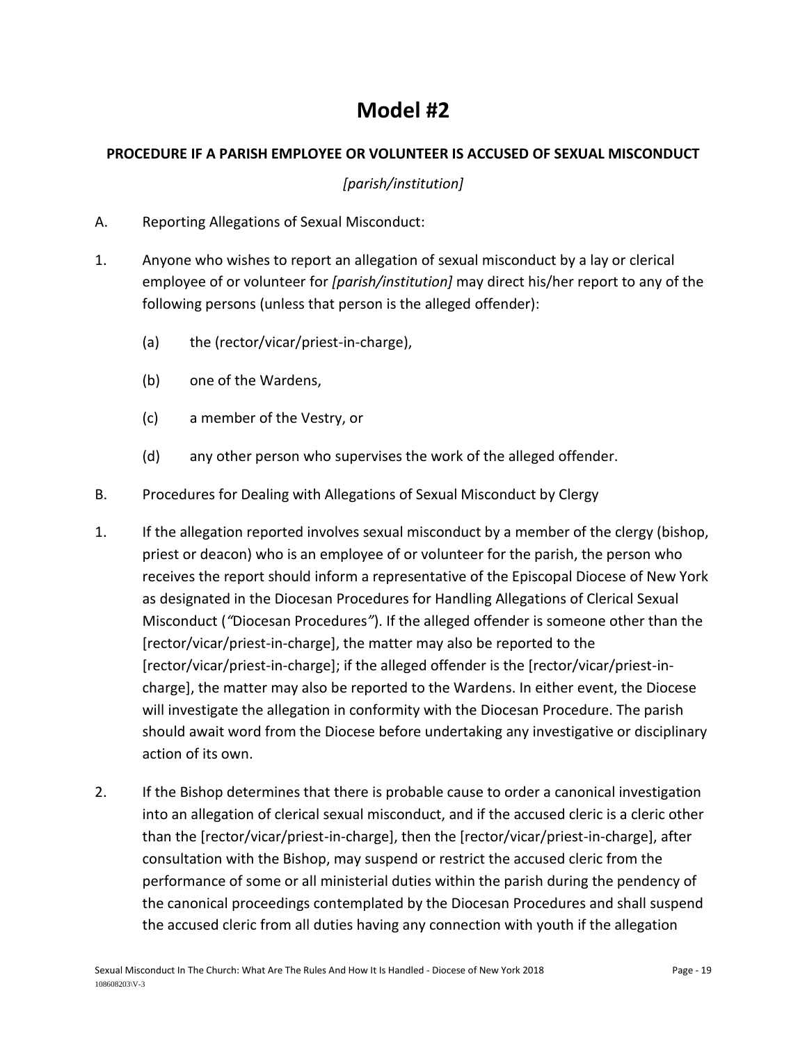# Model #2

**PROCEDURE IF A PARISH EMPLOYEE OR VOLUNTEER IS ACCUSED OF SEXUAL MISCONDUCT**

*[parish/institution]*

A. Reporting Allegations of Sexual Misconduct:

1. Anyone who wishes to report an allegation of sexual misconduct by a lay or clerical employee of or volunteer for *[parish/institution]* may direct his/her report to any of the following persons (unless that person is the alleged offender):

    (a) the (rector/vicar/priest-in-charge),

    (b) one of the Wardens,

    (c) a member of the Vestry, or

    (d) any other person who supervises the work of the alleged offender.

B. Procedures for Dealing with Allegations of Sexual Misconduct by Clergy

1. If the allegation reported involves sexual misconduct by a member of the clergy (bishop, priest or deacon) who is an employee of or volunteer for the parish, the person who receives the report should inform a representative of the Episcopal Diocese of New York as designated in the Diocesan Procedures for Handling Allegations of Clerical Sexual Misconduct (*"*Diocesan Procedures*"*). If the alleged offender is someone other than the [rector/vicar/priest-in-charge], the matter may also be reported to the [rector/vicar/priest-in-charge]; if the alleged offender is the [rector/vicar/priest-in-charge], the matter may also be reported to the Wardens. In either event, the Diocese will investigate the allegation in conformity with the Diocesan Procedure. The parish should await word from the Diocese before undertaking any investigative or disciplinary action of its own.

2. If the Bishop determines that there is probable cause to order a canonical investigation into an allegation of clerical sexual misconduct, and if the accused cleric is a cleric other than the [rector/vicar/priest-in-charge], then the [rector/vicar/priest-in-charge], after consultation with the Bishop, may suspend or restrict the accused cleric from the performance of some or all ministerial duties within the parish during the pendency of the canonical proceedings contemplated by the Diocesan Procedures and shall suspend the accused cleric from all duties having any connection with youth if the allegation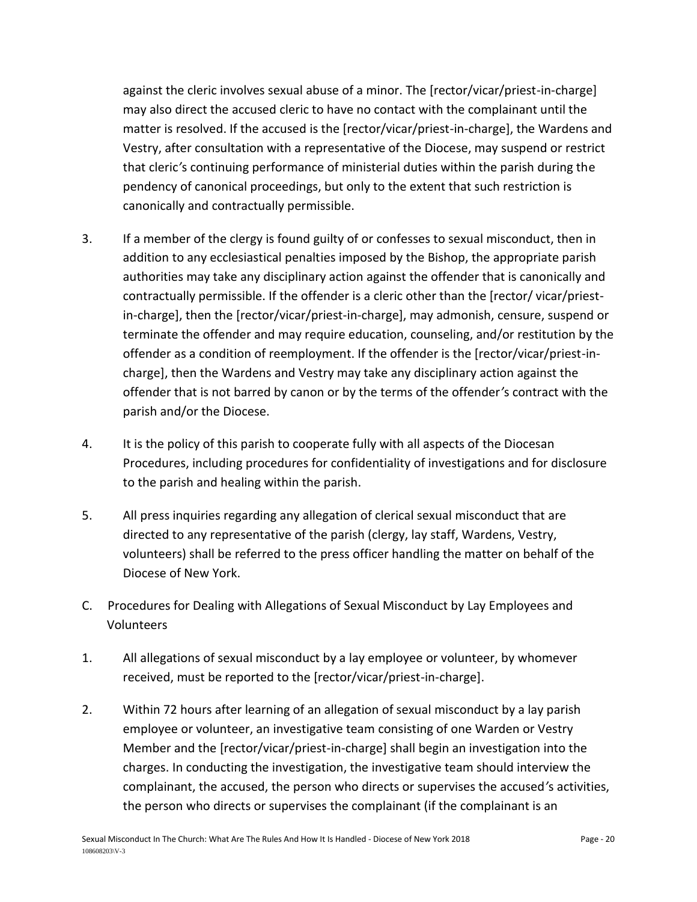against the cleric involves sexual abuse of a minor. The [rector/vicar/priest-in-charge] may also direct the accused cleric to have no contact with the complainant until the matter is resolved. If the accused is the [rector/vicar/priest-in-charge], the Wardens and Vestry, after consultation with a representative of the Diocese, may suspend or restrict that cleric's continuing performance of ministerial duties within the parish during the pendency of canonical proceedings, but only to the extent that such restriction is canonically and contractually permissible.

3. If a member of the clergy is found guilty of or confesses to sexual misconduct, then in addition to any ecclesiastical penalties imposed by the Bishop, the appropriate parish authorities may take any disciplinary action against the offender that is canonically and contractually permissible. If the offender is a cleric other than the [rector/ vicar/priest-in-charge], then the [rector/vicar/priest-in-charge], may admonish, censure, suspend or terminate the offender and may require education, counseling, and/or restitution by the offender as a condition of reemployment. If the offender is the [rector/vicar/priest-in-charge], then the Wardens and Vestry may take any disciplinary action against the offender that is not barred by canon or by the terms of the offender's contract with the parish and/or the Diocese.

4. It is the policy of this parish to cooperate fully with all aspects of the Diocesan Procedures, including procedures for confidentiality of investigations and for disclosure to the parish and healing within the parish.

5. All press inquiries regarding any allegation of clerical sexual misconduct that are directed to any representative of the parish (clergy, lay staff, Wardens, Vestry, volunteers) shall be referred to the press officer handling the matter on behalf of the Diocese of New York.

C. Procedures for Dealing with Allegations of Sexual Misconduct by Lay Employees and Volunteers

1. All allegations of sexual misconduct by a lay employee or volunteer, by whomever received, must be reported to the [rector/vicar/priest-in-charge].

2. Within 72 hours after learning of an allegation of sexual misconduct by a lay parish employee or volunteer, an investigative team consisting of one Warden or Vestry Member and the [rector/vicar/priest-in-charge] shall begin an investigation into the charges. In conducting the investigation, the investigative team should interview the complainant, the accused, the person who directs or supervises the accused's activities, the person who directs or supervises the complainant (if the complainant is an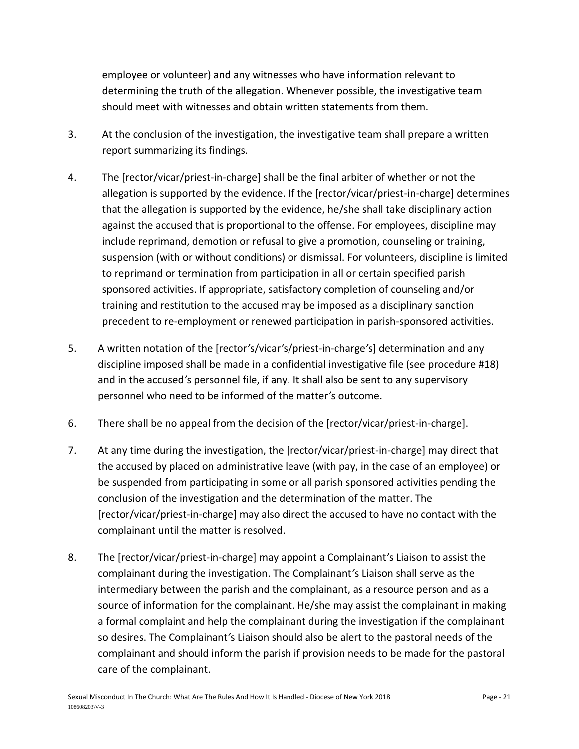employee or volunteer) and any witnesses who have information relevant to determining the truth of the allegation. Whenever possible, the investigative team should meet with witnesses and obtain written statements from them.

3. At the conclusion of the investigation, the investigative team shall prepare a written report summarizing its findings.

4. The [rector/vicar/priest-in-charge] shall be the final arbiter of whether or not the allegation is supported by the evidence. If the [rector/vicar/priest-in-charge] determines that the allegation is supported by the evidence, he/she shall take disciplinary action against the accused that is proportional to the offense. For employees, discipline may include reprimand, demotion or refusal to give a promotion, counseling or training, suspension (with or without conditions) or dismissal. For volunteers, discipline is limited to reprimand or termination from participation in all or certain specified parish sponsored activities. If appropriate, satisfactory completion of counseling and/or training and restitution to the accused may be imposed as a disciplinary sanction precedent to re-employment or renewed participation in parish-sponsored activities.

5. A written notation of the [rector′s/vicar′s/priest-in-charge′s] determination and any discipline imposed shall be made in a confidential investigative file (see procedure #18) and in the accused′s personnel file, if any. It shall also be sent to any supervisory personnel who need to be informed of the matter′s outcome.

6. There shall be no appeal from the decision of the [rector/vicar/priest-in-charge].

7. At any time during the investigation, the [rector/vicar/priest-in-charge] may direct that the accused by placed on administrative leave (with pay, in the case of an employee) or be suspended from participating in some or all parish sponsored activities pending the conclusion of the investigation and the determination of the matter. The [rector/vicar/priest-in-charge] may also direct the accused to have no contact with the complainant until the matter is resolved.

8. The [rector/vicar/priest-in-charge] may appoint a Complainant′s Liaison to assist the complainant during the investigation. The Complainant′s Liaison shall serve as the intermediary between the parish and the complainant, as a resource person and as a source of information for the complainant. He/she may assist the complainant in making a formal complaint and help the complainant during the investigation if the complainant so desires. The Complainant′s Liaison should also be alert to the pastoral needs of the complainant and should inform the parish if provision needs to be made for the pastoral care of the complainant.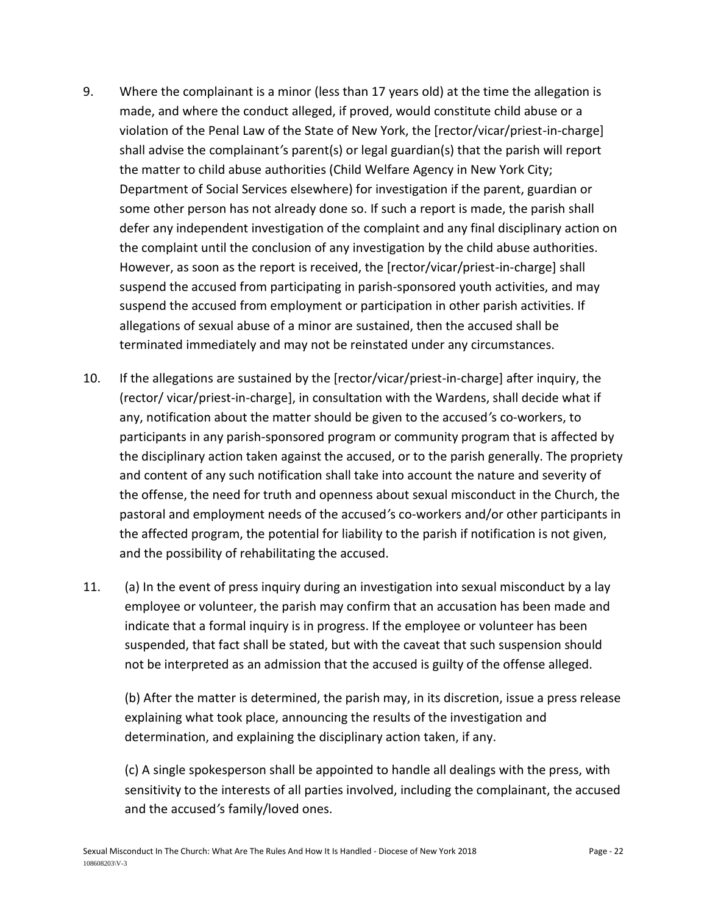9. Where the complainant is a minor (less than 17 years old) at the time the allegation is made, and where the conduct alleged, if proved, would constitute child abuse or a violation of the Penal Law of the State of New York, the [rector/vicar/priest-in-charge] shall advise the complainant's parent(s) or legal guardian(s) that the parish will report the matter to child abuse authorities (Child Welfare Agency in New York City; Department of Social Services elsewhere) for investigation if the parent, guardian or some other person has not already done so. If such a report is made, the parish shall defer any independent investigation of the complaint and any final disciplinary action on the complaint until the conclusion of any investigation by the child abuse authorities. However, as soon as the report is received, the [rector/vicar/priest-in-charge] shall suspend the accused from participating in parish-sponsored youth activities, and may suspend the accused from employment or participation in other parish activities. If allegations of sexual abuse of a minor are sustained, then the accused shall be terminated immediately and may not be reinstated under any circumstances.

10. If the allegations are sustained by the [rector/vicar/priest-in-charge] after inquiry, the (rector/ vicar/priest-in-charge], in consultation with the Wardens, shall decide what if any, notification about the matter should be given to the accused's co-workers, to participants in any parish-sponsored program or community program that is affected by the disciplinary action taken against the accused, or to the parish generally. The propriety and content of any such notification shall take into account the nature and severity of the offense, the need for truth and openness about sexual misconduct in the Church, the pastoral and employment needs of the accused's co-workers and/or other participants in the affected program, the potential for liability to the parish if notification is not given, and the possibility of rehabilitating the accused.

11. (a) In the event of press inquiry during an investigation into sexual misconduct by a lay employee or volunteer, the parish may confirm that an accusation has been made and indicate that a formal inquiry is in progress. If the employee or volunteer has been suspended, that fact shall be stated, but with the caveat that such suspension should not be interpreted as an admission that the accused is guilty of the offense alleged.

    (b) After the matter is determined, the parish may, in its discretion, issue a press release explaining what took place, announcing the results of the investigation and determination, and explaining the disciplinary action taken, if any.

    (c) A single spokesperson shall be appointed to handle all dealings with the press, with sensitivity to the interests of all parties involved, including the complainant, the accused and the accused's family/loved ones.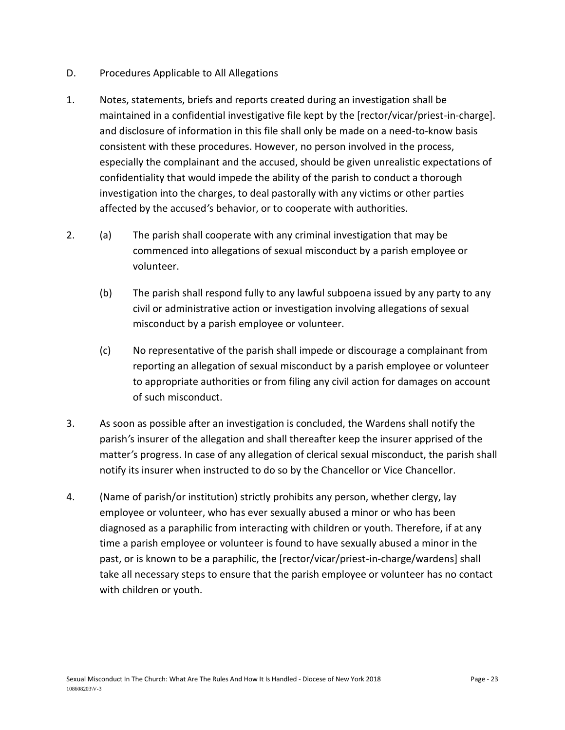D. Procedures Applicable to All Allegations

1. Notes, statements, briefs and reports created during an investigation shall be maintained in a confidential investigative file kept by the [rector/vicar/priest-in-charge]. and disclosure of information in this file shall only be made on a need-to-know basis consistent with these procedures. However, no person involved in the process, especially the complainant and the accused, should be given unrealistic expectations of confidentiality that would impede the ability of the parish to conduct a thorough investigation into the charges, to deal pastorally with any victims or other parties affected by the accused's behavior, or to cooperate with authorities.

2. (a) The parish shall cooperate with any criminal investigation that may be commenced into allegations of sexual misconduct by a parish employee or volunteer.

   (b) The parish shall respond fully to any lawful subpoena issued by any party to any civil or administrative action or investigation involving allegations of sexual misconduct by a parish employee or volunteer.

   (c) No representative of the parish shall impede or discourage a complainant from reporting an allegation of sexual misconduct by a parish employee or volunteer to appropriate authorities or from filing any civil action for damages on account of such misconduct.

3. As soon as possible after an investigation is concluded, the Wardens shall notify the parish's insurer of the allegation and shall thereafter keep the insurer apprised of the matter's progress. In case of any allegation of clerical sexual misconduct, the parish shall notify its insurer when instructed to do so by the Chancellor or Vice Chancellor.

4. (Name of parish/or institution) strictly prohibits any person, whether clergy, lay employee or volunteer, who has ever sexually abused a minor or who has been diagnosed as a paraphilic from interacting with children or youth. Therefore, if at any time a parish employee or volunteer is found to have sexually abused a minor in the past, or is known to be a paraphilic, the [rector/vicar/priest-in-charge/wardens] shall take all necessary steps to ensure that the parish employee or volunteer has no contact with children or youth.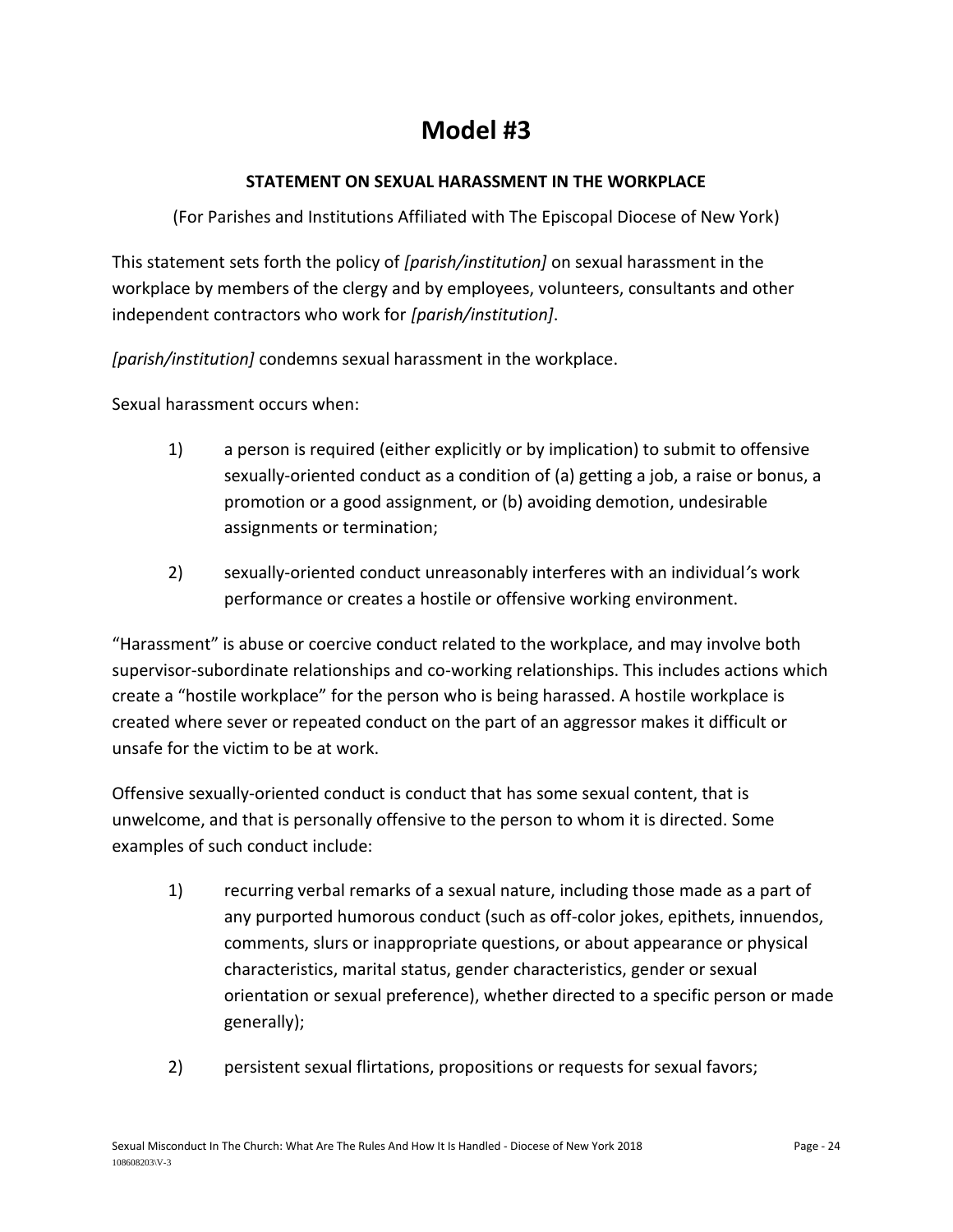# Model #3

**STATEMENT ON SEXUAL HARASSMENT IN THE WORKPLACE**

(For Parishes and Institutions Affiliated with The Episcopal Diocese of New York)

This statement sets forth the policy of *[parish/institution]* on sexual harassment in the workplace by members of the clergy and by employees, volunteers, consultants and other independent contractors who work for *[parish/institution]*.

*[parish/institution]* condemns sexual harassment in the workplace.

Sexual harassment occurs when:

1) a person is required (either explicitly or by implication) to submit to offensive sexually-oriented conduct as a condition of (a) getting a job, a raise or bonus, a promotion or a good assignment, or (b) avoiding demotion, undesirable assignments or termination;

2) sexually-oriented conduct unreasonably interferes with an individual's work performance or creates a hostile or offensive working environment.

"Harassment" is abuse or coercive conduct related to the workplace, and may involve both supervisor-subordinate relationships and co-working relationships. This includes actions which create a "hostile workplace" for the person who is being harassed. A hostile workplace is created where sever or repeated conduct on the part of an aggressor makes it difficult or unsafe for the victim to be at work.

Offensive sexually-oriented conduct is conduct that has some sexual content, that is unwelcome, and that is personally offensive to the person to whom it is directed. Some examples of such conduct include:

1) recurring verbal remarks of a sexual nature, including those made as a part of any purported humorous conduct (such as off-color jokes, epithets, innuendos, comments, slurs or inappropriate questions, or about appearance or physical characteristics, marital status, gender characteristics, gender or sexual orientation or sexual preference), whether directed to a specific person or made generally);

2) persistent sexual flirtations, propositions or requests for sexual favors;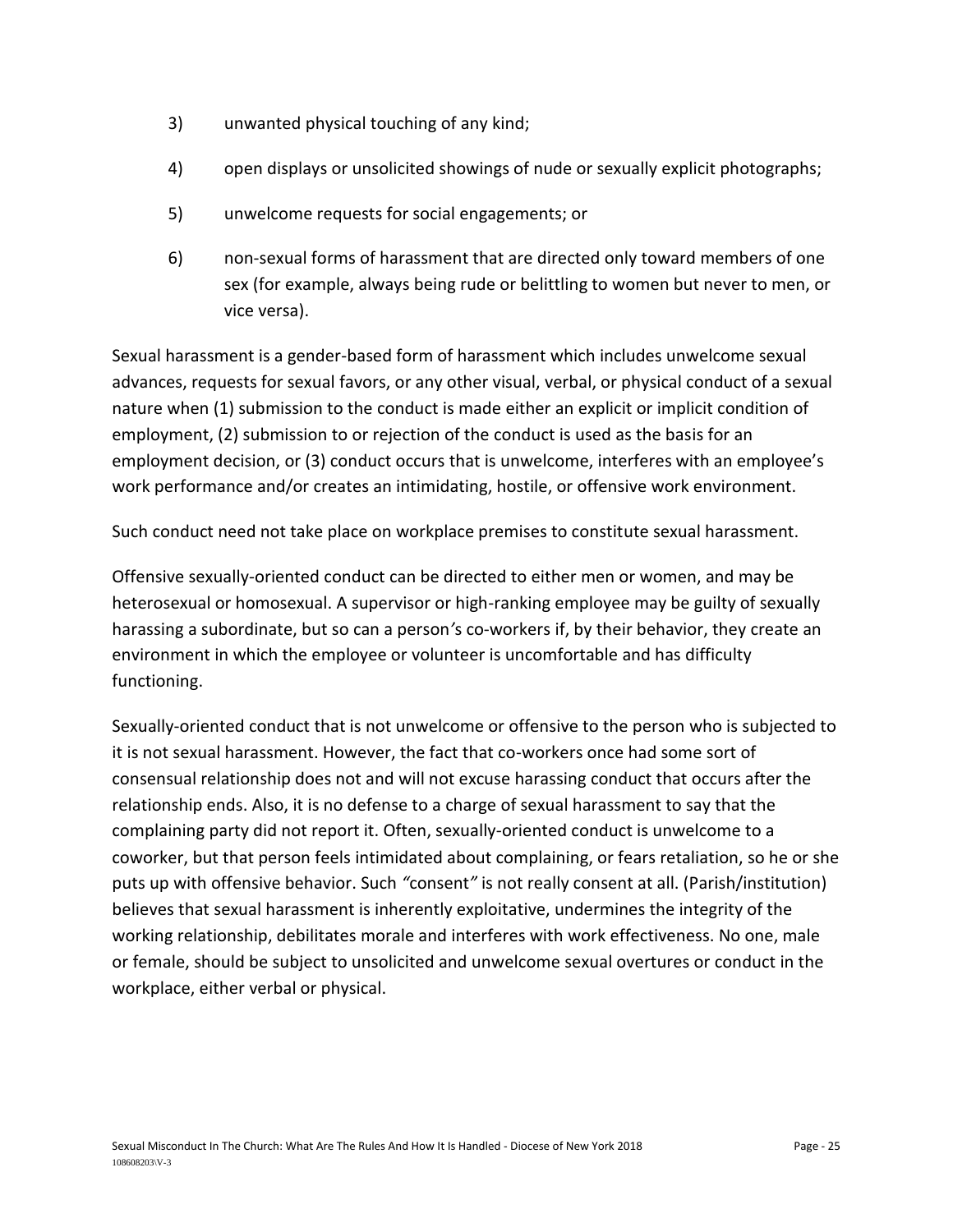3) unwanted physical touching of any kind;

4) open displays or unsolicited showings of nude or sexually explicit photographs;

5) unwelcome requests for social engagements; or

6) non-sexual forms of harassment that are directed only toward members of one sex (for example, always being rude or belittling to women but never to men, or vice versa).

Sexual harassment is a gender-based form of harassment which includes unwelcome sexual advances, requests for sexual favors, or any other visual, verbal, or physical conduct of a sexual nature when (1) submission to the conduct is made either an explicit or implicit condition of employment, (2) submission to or rejection of the conduct is used as the basis for an employment decision, or (3) conduct occurs that is unwelcome, interferes with an employee's work performance and/or creates an intimidating, hostile, or offensive work environment.

Such conduct need not take place on workplace premises to constitute sexual harassment.

Offensive sexually-oriented conduct can be directed to either men or women, and may be heterosexual or homosexual. A supervisor or high-ranking employee may be guilty of sexually harassing a subordinate, but so can a person's co-workers if, by their behavior, they create an environment in which the employee or volunteer is uncomfortable and has difficulty functioning.

Sexually-oriented conduct that is not unwelcome or offensive to the person who is subjected to it is not sexual harassment. However, the fact that co-workers once had some sort of consensual relationship does not and will not excuse harassing conduct that occurs after the relationship ends. Also, it is no defense to a charge of sexual harassment to say that the complaining party did not report it. Often, sexually-oriented conduct is unwelcome to a coworker, but that person feels intimidated about complaining, or fears retaliation, so he or she puts up with offensive behavior. Such "consent" is not really consent at all. (Parish/institution) believes that sexual harassment is inherently exploitative, undermines the integrity of the working relationship, debilitates morale and interferes with work effectiveness. No one, male or female, should be subject to unsolicited and unwelcome sexual overtures or conduct in the workplace, either verbal or physical.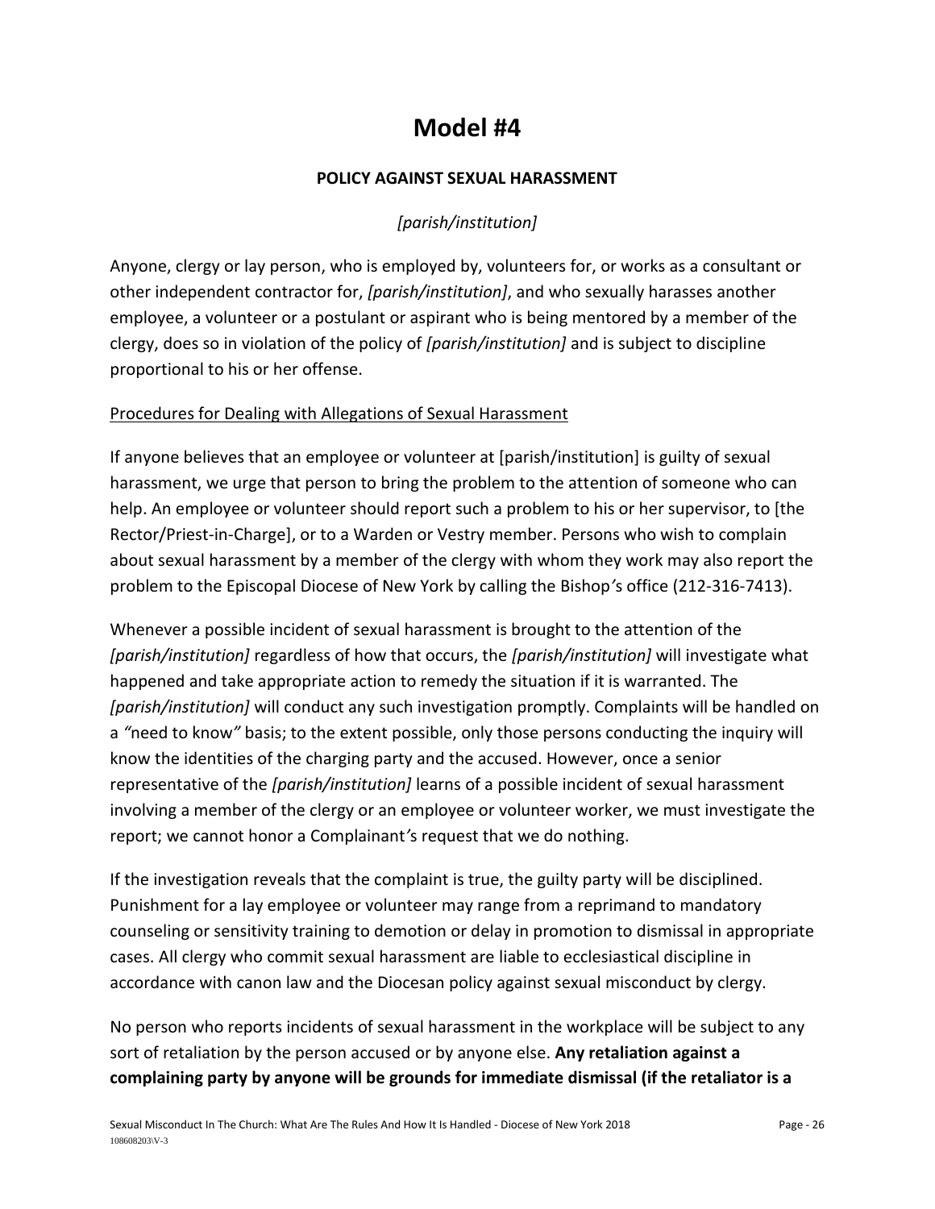# Model #4

### POLICY AGAINST SEXUAL HARASSMENT

*[parish/institution]*

Anyone, clergy or lay person, who is employed by, volunteers for, or works as a consultant or other independent contractor for, *[parish/institution]*, and who sexually harasses another employee, a volunteer or a postulant or aspirant who is being mentored by a member of the clergy, does so in violation of the policy of *[parish/institution]* and is subject to discipline proportional to his or her offense.

<u>Procedures for Dealing with Allegations of Sexual Harassment</u>

If anyone believes that an employee or volunteer at [parish/institution] is guilty of sexual harassment, we urge that person to bring the problem to the attention of someone who can help. An employee or volunteer should report such a problem to his or her supervisor, to [the Rector/Priest-in-Charge], or to a Warden or Vestry member. Persons who wish to complain about sexual harassment by a member of the clergy with whom they work may also report the problem to the Episcopal Diocese of New York by calling the Bishop's office (212-316-7413).

Whenever a possible incident of sexual harassment is brought to the attention of the *[parish/institution]* regardless of how that occurs, the *[parish/institution]* will investigate what happened and take appropriate action to remedy the situation if it is warranted. The *[parish/institution]* will conduct any such investigation promptly. Complaints will be handled on a "need to know" basis; to the extent possible, only those persons conducting the inquiry will know the identities of the charging party and the accused. However, once a senior representative of the *[parish/institution]* learns of a possible incident of sexual harassment involving a member of the clergy or an employee or volunteer worker, we must investigate the report; we cannot honor a Complainant's request that we do nothing.

If the investigation reveals that the complaint is true, the guilty party will be disciplined. Punishment for a lay employee or volunteer may range from a reprimand to mandatory counseling or sensitivity training to demotion or delay in promotion to dismissal in appropriate cases. All clergy who commit sexual harassment are liable to ecclesiastical discipline in accordance with canon law and the Diocesan policy against sexual misconduct by clergy.

No person who reports incidents of sexual harassment in the workplace will be subject to any sort of retaliation by the person accused or by anyone else. **Any retaliation against a complaining party by anyone will be grounds for immediate dismissal (if the retaliator is a**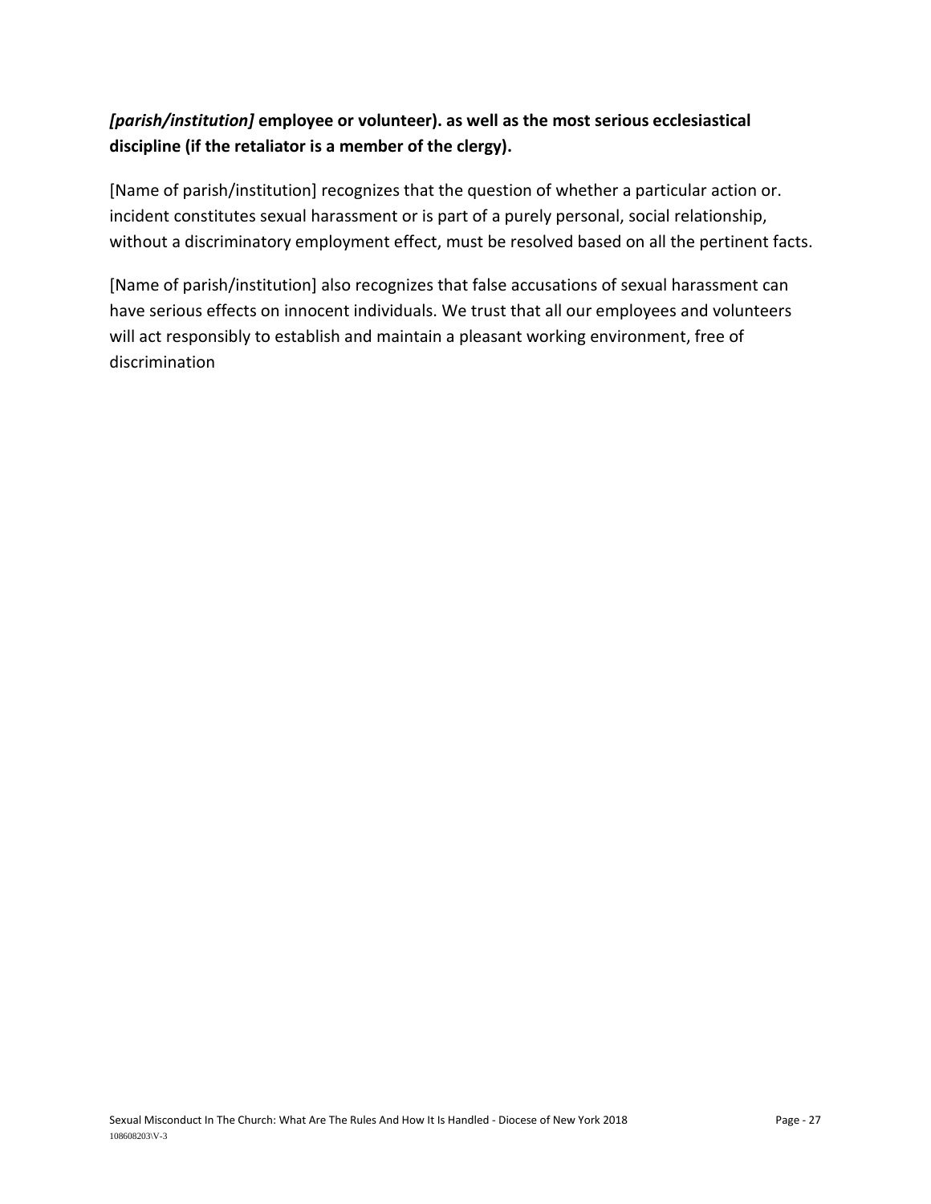***[parish/institution]* employee or volunteer). as well as the most serious ecclesiastical discipline (if the retaliator is a member of the clergy).**

[Name of parish/institution] recognizes that the question of whether a particular action or. incident constitutes sexual harassment or is part of a purely personal, social relationship, without a discriminatory employment effect, must be resolved based on all the pertinent facts.

[Name of parish/institution] also recognizes that false accusations of sexual harassment can have serious effects on innocent individuals. We trust that all our employees and volunteers will act responsibly to establish and maintain a pleasant working environment, free of discrimination